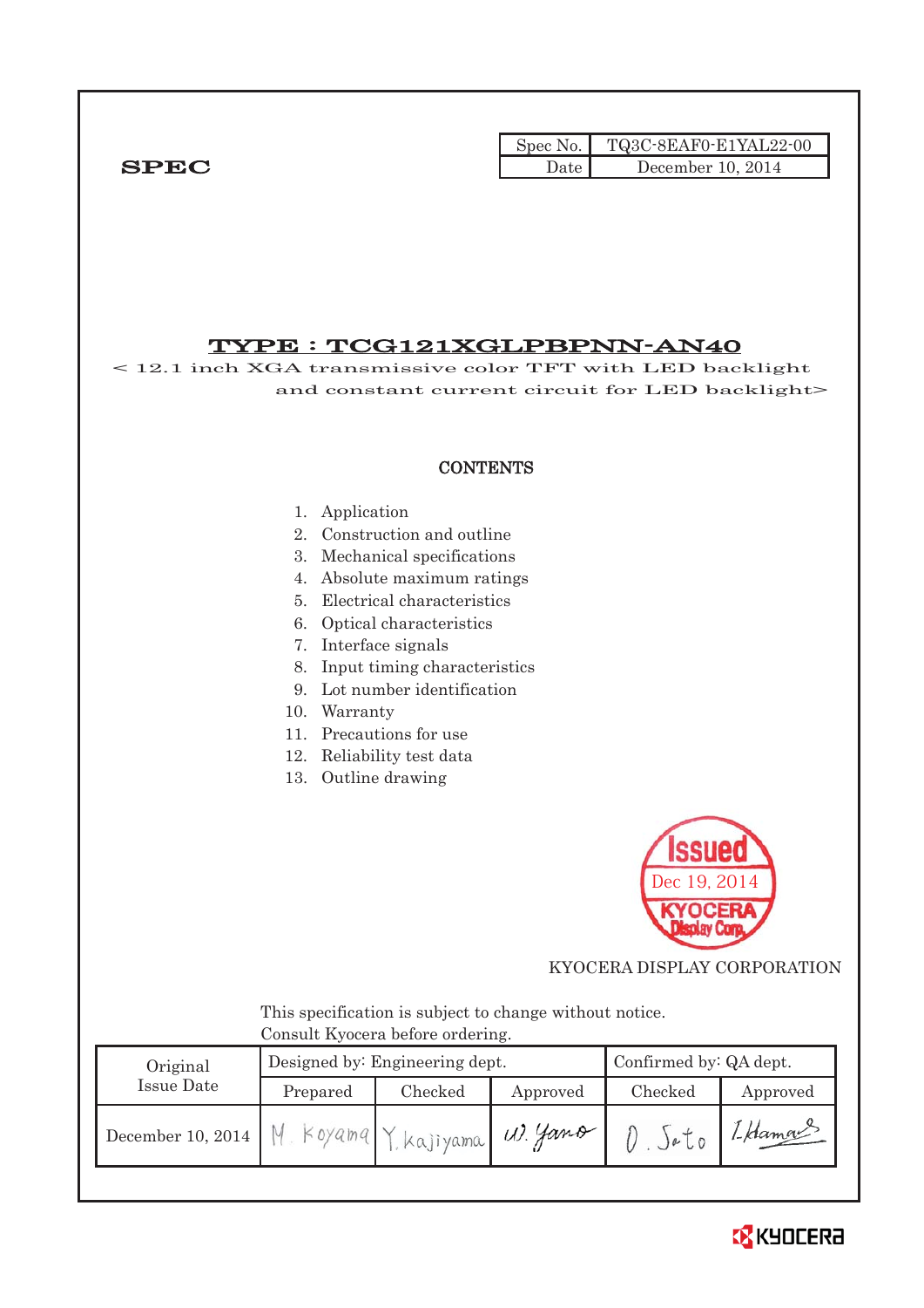| Spec No. | TQ3C-8EAF0-E1YAL22-00 |
|---|---|
| Date | December 10, 2014 |

**SPEC**

# TYPE : TCG121XGLPBPNN-AN40

< 12.1 inch XGA transmissive color TFT with LED backlight and constant current circuit for LED backlight>

**CONTENTS**

1. Application
2. Construction and outline
3. Mechanical specifications
4. Absolute maximum ratings
5. Electrical characteristics
6. Optical characteristics
7. Interface signals
8. Input timing characteristics
9. Lot number identification
10. Warranty
11. Precautions for use
12. Reliability test data
13. Outline drawing

Issued
Dec 19, 2014
KYOCERA Display Corp.

KYOCERA DISPLAY CORPORATION

This specification is subject to change without notice.
Consult Kyocera before ordering.

| Original Issue Date | Designed by: Engineering dept. | | | Confirmed by: QA dept. | |
|---|---|---|---|---|---|
| | Prepared | Checked | Approved | Checked | Approved |
| December 10, 2014 | M. Koyama | Y. Kajiyama | W. Yano | O. Sato | I. Hamao |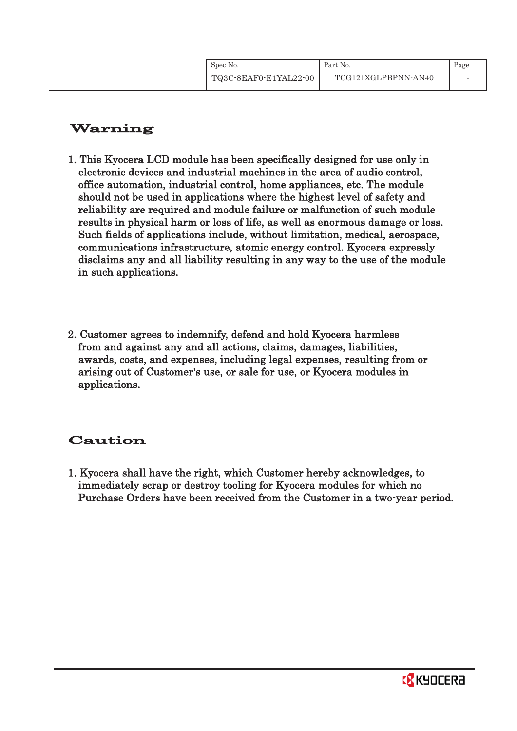## Warning

1. This Kyocera LCD module has been specifically designed for use only in electronic devices and industrial machines in the area of audio control, office automation, industrial control, home appliances, etc. The module should not be used in applications where the highest level of safety and reliability are required and module failure or malfunction of such module results in physical harm or loss of life, as well as enormous damage or loss. Such fields of applications include, without limitation, medical, aerospace, communications infrastructure, atomic energy control. Kyocera expressly disclaims any and all liability resulting in any way to the use of the module in such applications.

2. Customer agrees to indemnify, defend and hold Kyocera harmless from and against any and all actions, claims, damages, liabilities, awards, costs, and expenses, including legal expenses, resulting from or arising out of Customer's use, or sale for use, or Kyocera modules in applications.

## Caution

1. Kyocera shall have the right, which Customer hereby acknowledges, to immediately scrap or destroy tooling for Kyocera modules for which no Purchase Orders have been received from the Customer in a two-year period.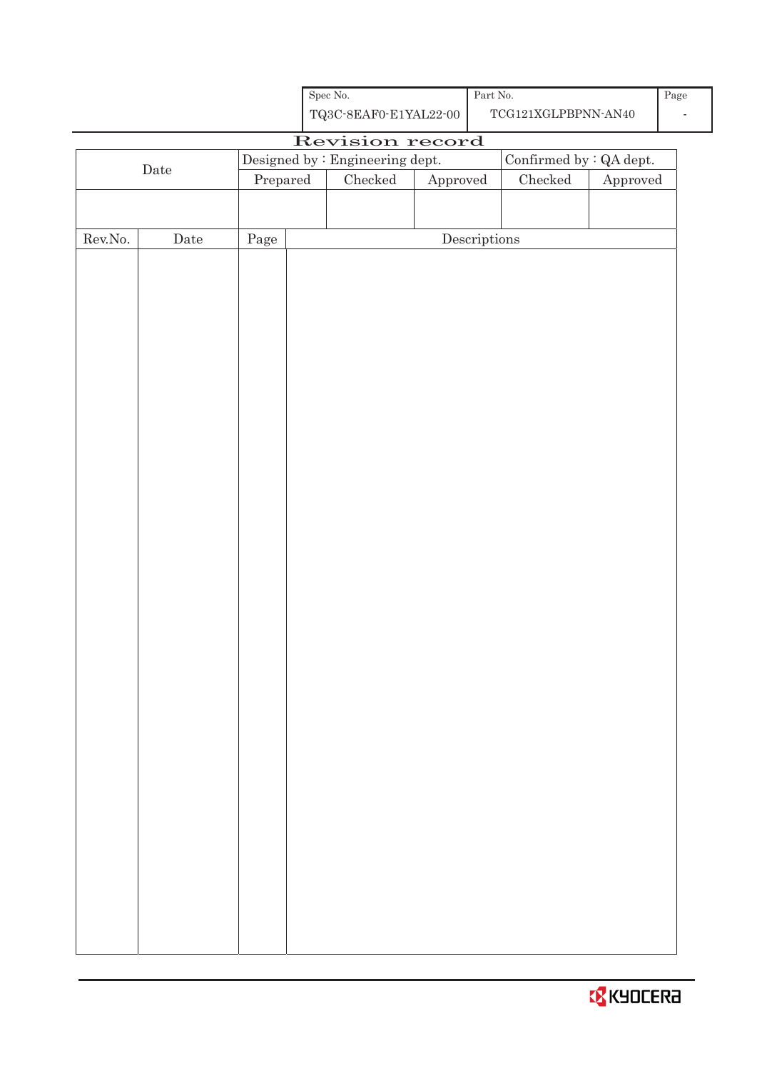| Spec No. | Part No. | Page |
|---|---|---|
| TQ3C-8EAF0-E1YAL22-00 | TCG121XGLPBPNN-AN40 | - |

# Revision record

| Date | Designed by : Engineering dept. | | | Confirmed by : QA dept. | |
|---|---|---|---|---|---|
| | Prepared | Checked | Approved | Checked | Approved |
| | | | | | |

| Rev.No. | Date | Page | Descriptions |
|---|---|---|---|
| | | | |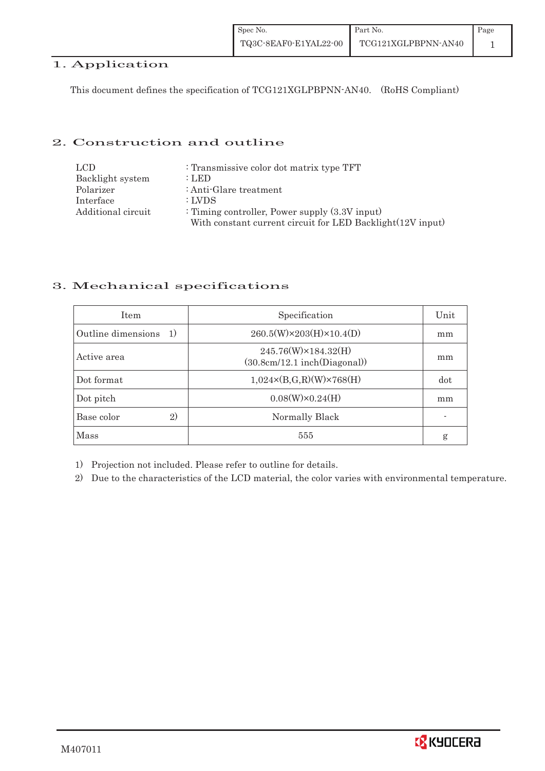## 1. Application

This document defines the specification of TCG121XGLPBPNN-AN40. (RoHS Compliant)

## 2. Construction and outline

| | |
|---|---|
| LCD | : Transmissive color dot matrix type TFT |
| Backlight system | : LED |
| Polarizer | : Anti-Glare treatment |
| Interface | : LVDS |
| Additional circuit | : Timing controller, Power supply (3.3V input)<br>With constant current circuit for LED Backlight(12V input) |

## 3. Mechanical specifications

| Item | Specification | Unit |
|---|---|---|
| Outline dimensions 1) | 260.5(W)×203(H)×10.4(D) | mm |
| Active area | 245.76(W)×184.32(H)<br>(30.8cm/12.1 inch(Diagonal)) | mm |
| Dot format | 1,024×(B,G,R)(W)×768(H) | dot |
| Dot pitch | 0.08(W)×0.24(H) | mm |
| Base color 2) | Normally Black | - |
| Mass | 555 | g |

1) Projection not included. Please refer to outline for details.

2) Due to the characteristics of the LCD material, the color varies with environmental temperature.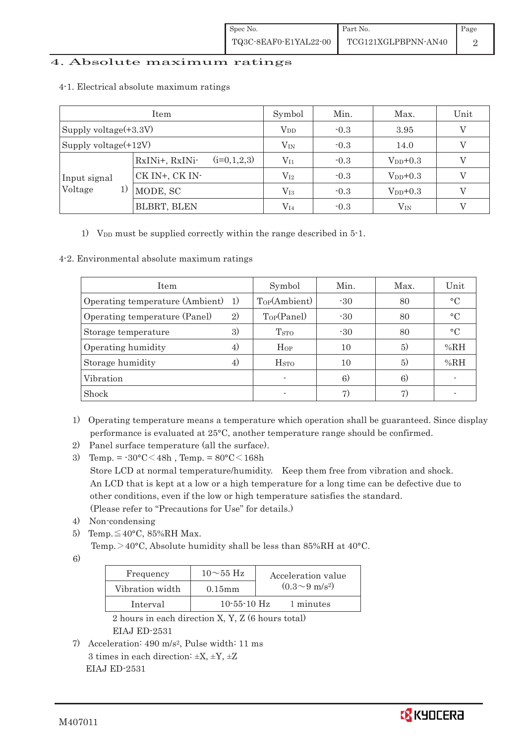# 4. Absolute maximum ratings

4-1. Electrical absolute maximum ratings

| Item | | Symbol | Min. | Max. | Unit |
|---|---|---|---|---|---|
| Supply voltage(+3.3V) | | $V_{DD}$ | -0.3 | 3.95 | V |
| Supply voltage(+12V) | | $V_{IN}$ | -0.3 | 14.0 | V |
| Input signal Voltage 1) | RxINi+, RxINi- (i=0,1,2,3) | $V_{I1}$ | -0.3 | $V_{DD}$+0.3 | V |
| | CK IN+, CK IN- | $V_{I2}$ | -0.3 | $V_{DD}$+0.3 | V |
| | MODE, SC | $V_{I3}$ | -0.3 | $V_{DD}$+0.3 | V |
| | BLBRT, BLEN | $V_{I4}$ | -0.3 | $V_{IN}$ | V |

1) $V_{DD}$ must be supplied correctly within the range described in 5-1.

4-2. Environmental absolute maximum ratings

| Item | Symbol | Min. | Max. | Unit |
|---|---|---|---|---|
| Operating temperature (Ambient) 1) | $T_{OP}$(Ambient) | -30 | 80 | °C |
| Operating temperature (Panel) 2) | $T_{OP}$(Panel) | -30 | 80 | °C |
| Storage temperature 3) | $T_{STO}$ | -30 | 80 | °C |
| Operating humidity 4) | $H_{OP}$ | 10 | 5) | %RH |
| Storage humidity 4) | $H_{STO}$ | 10 | 5) | %RH |
| Vibration | - | 6) | 6) | - |
| Shock | - | 7) | 7) | - |

1) Operating temperature means a temperature which operation shall be guaranteed. Since display performance is evaluated at 25°C, another temperature range should be confirmed.
2) Panel surface temperature (all the surface).
3) Temp. = -30°C < 48h , Temp. = 80°C < 168h
   Store LCD at normal temperature/humidity. Keep them free from vibration and shock.
   An LCD that is kept at a low or a high temperature for a long time can be defective due to other conditions, even if the low or high temperature satisfies the standard.
   (Please refer to "Precautions for Use" for details.)
4) Non-condensing
5) Temp. ≦ 40°C, 85%RH Max.
   Temp. > 40°C, Absolute humidity shall be less than 85%RH at 40°C.
6)

| Frequency | 10～55 Hz | Acceleration value ($0.3～9\ m/s^2$) |
|---|---|---|
| Vibration width | 0.15mm | |
| Interval | 10-55-10 Hz 1 minutes | |

   2 hours in each direction X, Y, Z (6 hours total)
   EIAJ ED-2531
7) Acceleration: $490\ m/s^2$, Pulse width: 11 ms
   3 times in each direction: ±X, ±Y, ±Z
   EIAJ ED-2531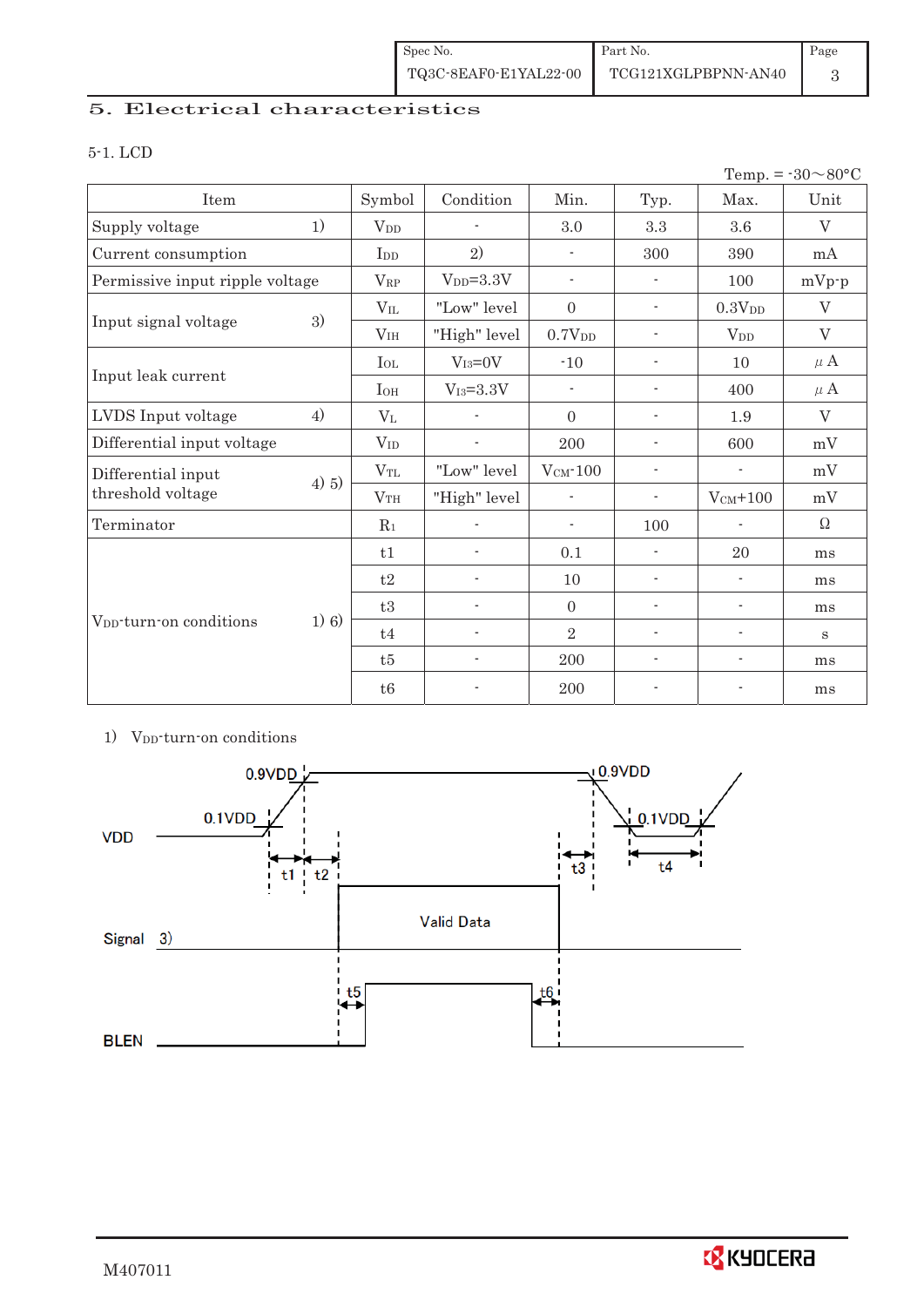## 5. Electrical characteristics

### 5-1. LCD

Temp. = -30～80°C

| Item | | Symbol | Condition | Min. | Typ. | Max. | Unit |
|---|---|---|---|---|---|---|---|
| Supply voltage | 1) | $V_{DD}$ | - | 3.0 | 3.3 | 3.6 | V |
| Current consumption | | $I_{DD}$ | 2) | - | 300 | 390 | mA |
| Permissive input ripple voltage | | $V_{RP}$ | $V_{DD}$=3.3V | - | - | 100 | mVp-p |
| Input signal voltage | 3) | $V_{IL}$ | "Low" level | 0 | - | 0.3$V_{DD}$ | V |
| | | $V_{IH}$ | "High" level | 0.7$V_{DD}$ | - | $V_{DD}$ | V |
| Input leak current | | $I_{OL}$ | $V_{I3}$=0V | -10 | - | 10 | μA |
| | | $I_{OH}$ | $V_{I3}$=3.3V | - | - | 400 | μA |
| LVDS Input voltage | 4) | $V_L$ | - | 0 | - | 1.9 | V |
| Differential input voltage | | $V_{ID}$ | - | 200 | - | 600 | mV |
| Differential input threshold voltage | 4) 5) | $V_{TL}$ | "Low" level | $V_{CM}$-100 | - | - | mV |
| | | $V_{TH}$ | "High" level | - | - | $V_{CM}$+100 | mV |
| Terminator | | $R_1$ | - | - | 100 | - | Ω |
| $V_{DD}$-turn-on conditions | 1) 6) | t1 | - | 0.1 | - | 20 | ms |
| | | t2 | - | 10 | - | - | ms |
| | | t3 | - | 0 | - | - | ms |
| | | t4 | - | 2 | - | - | s |
| | | t5 | - | 200 | - | - | ms |
| | | t6 | - | 200 | - | - | ms |

1) $V_{DD}$-turn-on conditions

VDD: 0.1VDD, 0.9VDD, t1, t2, t3, t4, 0.9VDD, 0.1VDD

Signal 3): Valid Data

BLEN: t5, t6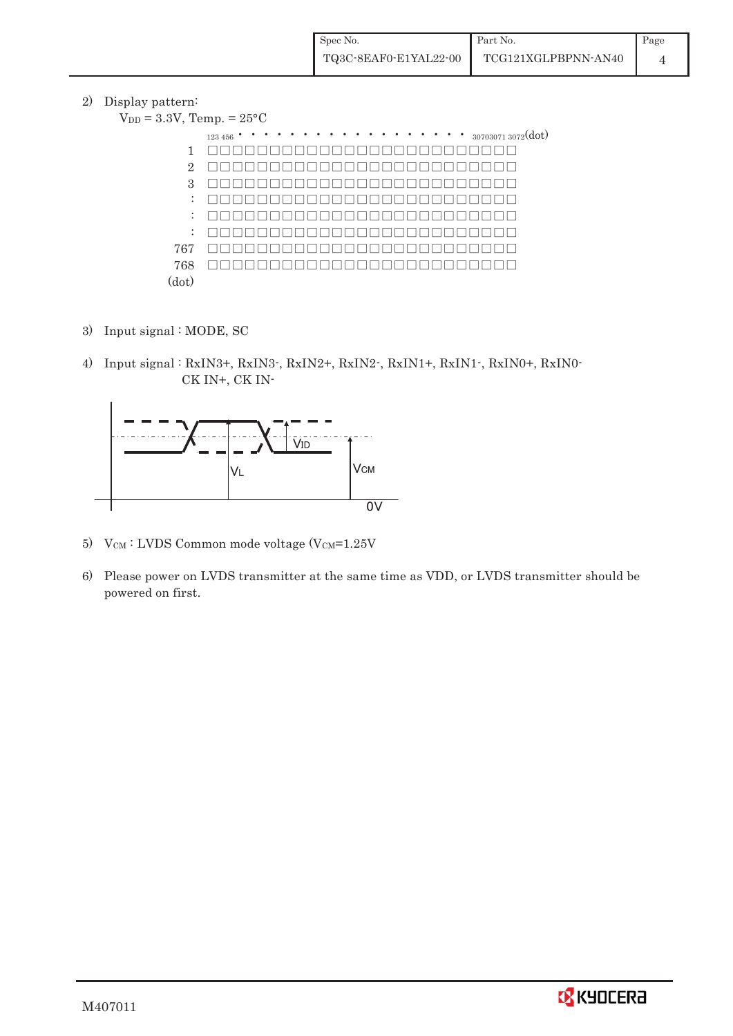2) Display pattern:

$V_{DD}$ = 3.3V, Temp. = 25°C

123 456 • • • • • • • • • • • • • • • • • • 3070 3071 3072 (dot)

| | |
|---|---|
| 1 | □□□□□□□□□□□□□□□□□□□□□□□□□ |
| 2 | □□□□□□□□□□□□□□□□□□□□□□□□□ |
| 3 | □□□□□□□□□□□□□□□□□□□□□□□□□ |
| : | □□□□□□□□□□□□□□□□□□□□□□□□□ |
| : | □□□□□□□□□□□□□□□□□□□□□□□□□ |
| : | □□□□□□□□□□□□□□□□□□□□□□□□□ |
| 767 | □□□□□□□□□□□□□□□□□□□□□□□□□ |
| 768 | □□□□□□□□□□□□□□□□□□□□□□□□□ |
| (dot) | |

3) Input signal : MODE, SC

4) Input signal : RxIN3+, RxIN3-, RxIN2+, RxIN2-, RxIN1+, RxIN1-, RxIN0+, RxIN0-
CK IN+, CK IN-

$V_{ID}$

$V_L$

$V_{CM}$

0V

5) $V_{CM}$ : LVDS Common mode voltage ($V_{CM}$=1.25V

6) Please power on LVDS transmitter at the same time as VDD, or LVDS transmitter should be powered on first.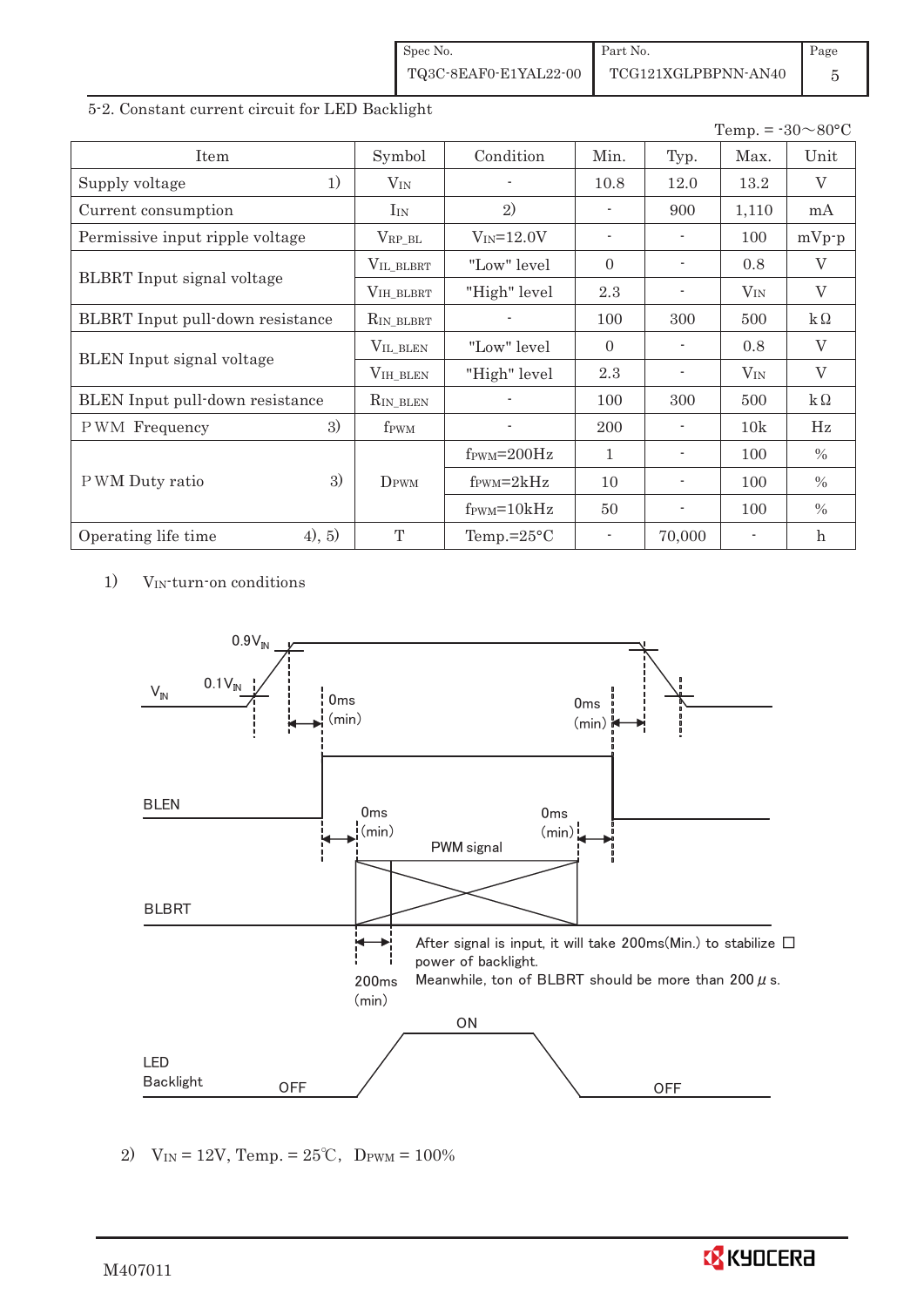5-2. Constant current circuit for LED Backlight

Temp. = -30～80°C

| Item | | Symbol | Condition | Min. | Typ. | Max. | Unit |
|---|---|---|---|---|---|---|---|
| Supply voltage | 1) | $V_{IN}$ | - | 10.8 | 12.0 | 13.2 | V |
| Current consumption | | $I_{IN}$ | 2) | - | 900 | 1,110 | mA |
| Permissive input ripple voltage | | $V_{RP\_BL}$ | $V_{IN}$=12.0V | - | - | 100 | mVp-p |
| BLBRT Input signal voltage | | $V_{IL\_BLBRT}$ | "Low" level | 0 | - | 0.8 | V |
| | | $V_{IH\_BLBRT}$ | "High" level | 2.3 | - | $V_{IN}$ | V |
| BLBRT Input pull-down resistance | | $R_{IN\_BLBRT}$ | - | 100 | 300 | 500 | kΩ |
| BLEN Input signal voltage | | $V_{IL\_BLEN}$ | "Low" level | 0 | - | 0.8 | V |
| | | $V_{IH\_BLEN}$ | "High" level | 2.3 | - | $V_{IN}$ | V |
| BLEN Input pull-down resistance | | $R_{IN\_BLEN}$ | - | 100 | 300 | 500 | kΩ |
| PWM Frequency | 3) | $f_{PWM}$ | - | 200 | - | 10k | Hz |
| PWM Duty ratio | 3) | $D_{PWM}$ | $f_{PWM}$=200Hz | 1 | - | 100 | % |
| | | | $f_{PWM}$=2kHz | 10 | - | 100 | % |
| | | | $f_{PWM}$=10kHz | 50 | - | 100 | % |
| Operating life time | 4), 5) | T | Temp.=25°C | - | 70,000 | - | h |

1) $V_{IN}$-turn-on conditions

$V_{IN}$: $0.1V_{IN}$, $0.9V_{IN}$, 0ms (min), 0ms (min)

BLEN: 0ms (min), 0ms (min)

BLBRT: PWM signal, 200ms (min)

After signal is input, it will take 200ms(Min.) to stabilize power of backlight.
Meanwhile, ton of BLBRT should be more than 200 μs.

LED Backlight: OFF, ON, OFF

2) $V_{IN}$ = 12V, Temp. = 25℃, $D_{PWM}$ = 100%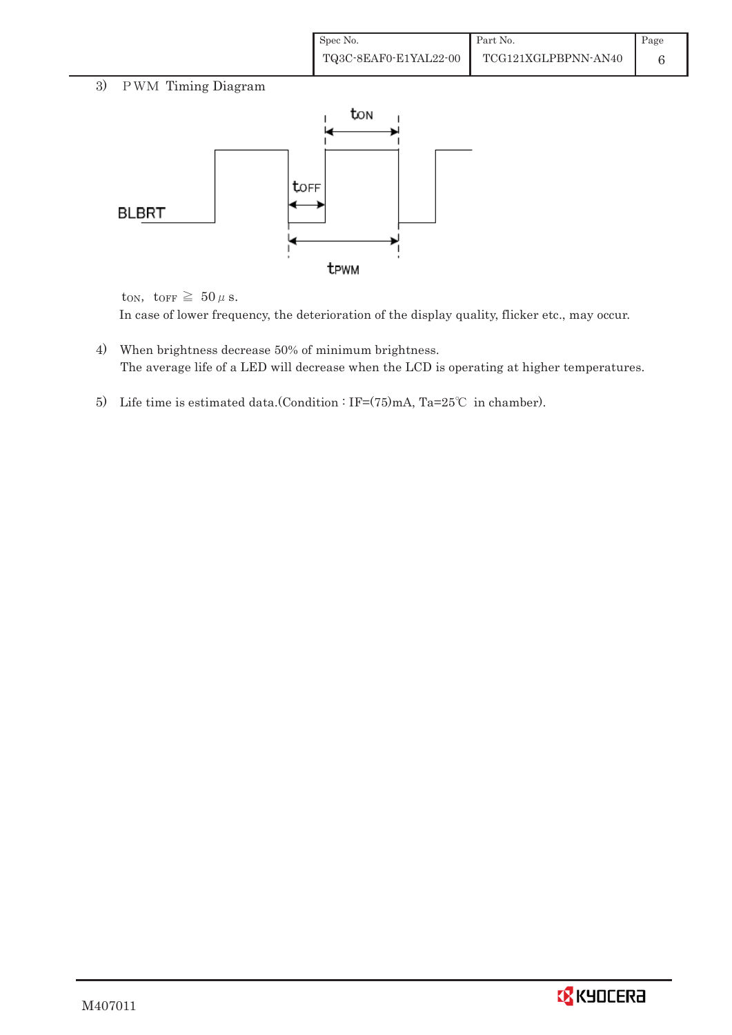3) PWM Timing Diagram

$t_{ON}$, $t_{OFF} \geqq 50\mu s$.

In case of lower frequency, the deterioration of the display quality, flicker etc., may occur.

4) When brightness decrease 50% of minimum brightness.
The average life of a LED will decrease when the LCD is operating at higher temperatures.

5) Life time is estimated data.(Condition : IF=(75)mA, Ta=25℃ in chamber).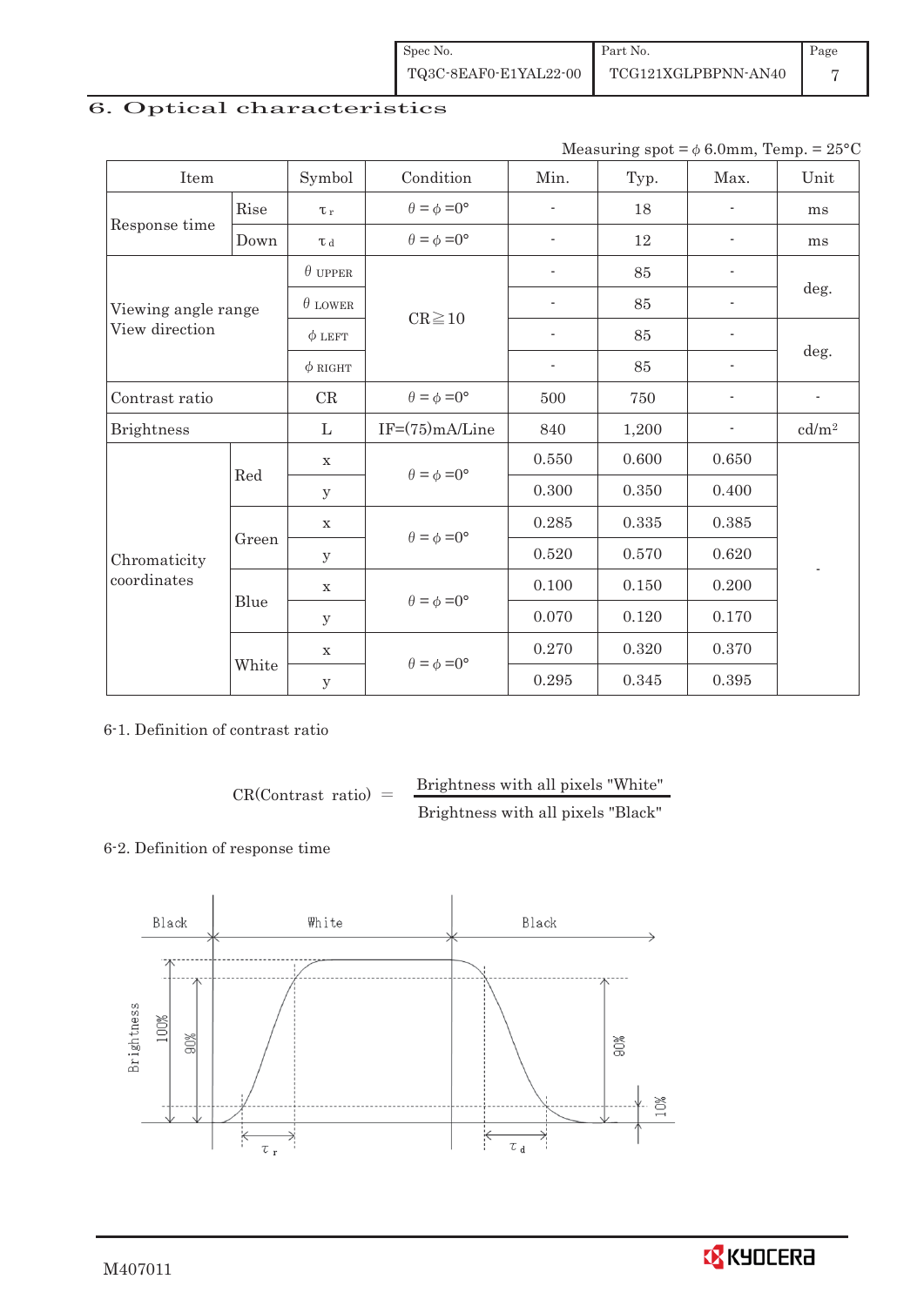## 6. Optical characteristics

Measuring spot = $\phi$ 6.0mm, Temp. = 25°C

| Item | | Symbol | Condition | Min. | Typ. | Max. | Unit |
|---|---|---|---|---|---|---|---|
| Response time | Rise | $\tau_r$ | $\theta = \phi = 0°$ | - | 18 | - | ms |
| | Down | $\tau_d$ | $\theta = \phi = 0°$ | - | 12 | - | ms |
| Viewing angle range View direction | | $\theta$ UPPER | CR≧10 | - | 85 | - | deg. |
| | | $\theta$ LOWER | | - | 85 | - | |
| | | $\phi$ LEFT | | - | 85 | - | deg. |
| | | $\phi$ RIGHT | | - | 85 | - | |
| Contrast ratio | | CR | $\theta = \phi = 0°$ | 500 | 750 | - | - |
| Brightness | | L | IF=(75)mA/Line | 840 | 1,200 | - | cd/m² |
| Chromaticity coordinates | Red | x | $\theta = \phi = 0°$ | 0.550 | 0.600 | 0.650 | - |
| | | y | | 0.300 | 0.350 | 0.400 | |
| | Green | x | $\theta = \phi = 0°$ | 0.285 | 0.335 | 0.385 | |
| | | y | | 0.520 | 0.570 | 0.620 | |
| | Blue | x | $\theta = \phi = 0°$ | 0.100 | 0.150 | 0.200 | |
| | | y | | 0.070 | 0.120 | 0.170 | |
| | White | x | $\theta = \phi = 0°$ | 0.270 | 0.320 | 0.370 | |
| | | y | | 0.295 | 0.345 | 0.395 | |

6-1. Definition of contrast ratio

$$CR(\text{Contrast ratio}) = \frac{\text{Brightness with all pixels "White"}}{\text{Brightness with all pixels "Black"}}$$

6-2. Definition of response time

Black | White | Black

Brightness 100% 90% | 90% 10%

$\tau_r$ $\tau_d$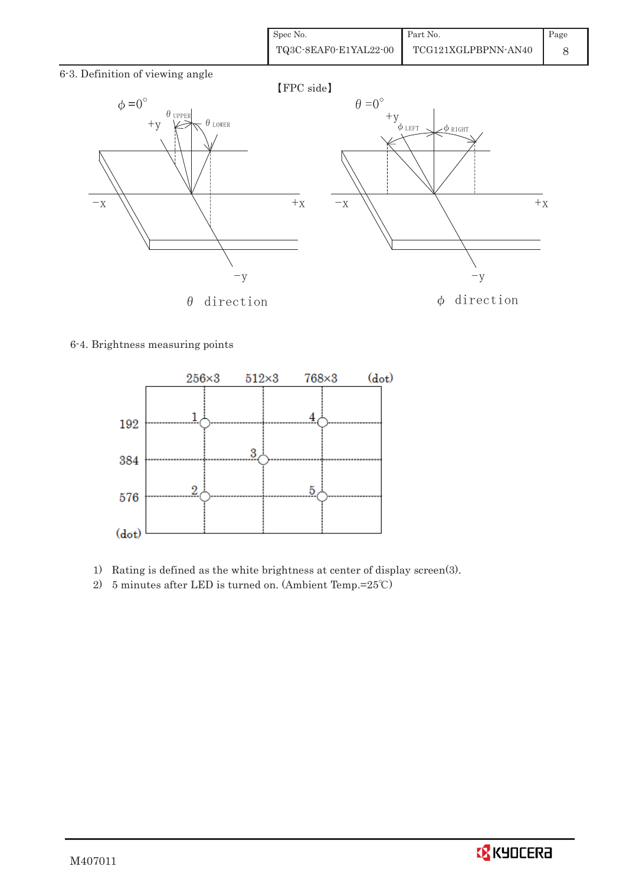## 6-3. Definition of viewing angle

【FPC side】

$\phi = 0°$ &nbsp;&nbsp; $\theta_{UPPER}$ &nbsp;&nbsp; $\theta_{LOWER}$ &nbsp;&nbsp; +y &nbsp;&nbsp; −x &nbsp;&nbsp; +x &nbsp;&nbsp; −y

$\theta$ direction

$\theta = 0°$ &nbsp;&nbsp; $\phi_{LEFT}$ &nbsp;&nbsp; $\phi_{RIGHT}$ &nbsp;&nbsp; +y &nbsp;&nbsp; −x &nbsp;&nbsp; +x &nbsp;&nbsp; −y

$\phi$ direction

## 6-4. Brightness measuring points

| (dot) | 256×3 | 512×3 | 768×3 |
|---|---|---|---|
| 192 | 1 | | 4 |
| 384 | | 3 | |
| 576 | 2 | | 5 |

1) Rating is defined as the white brightness at center of display screen(3).
2) 5 minutes after LED is turned on. (Ambient Temp.=25℃)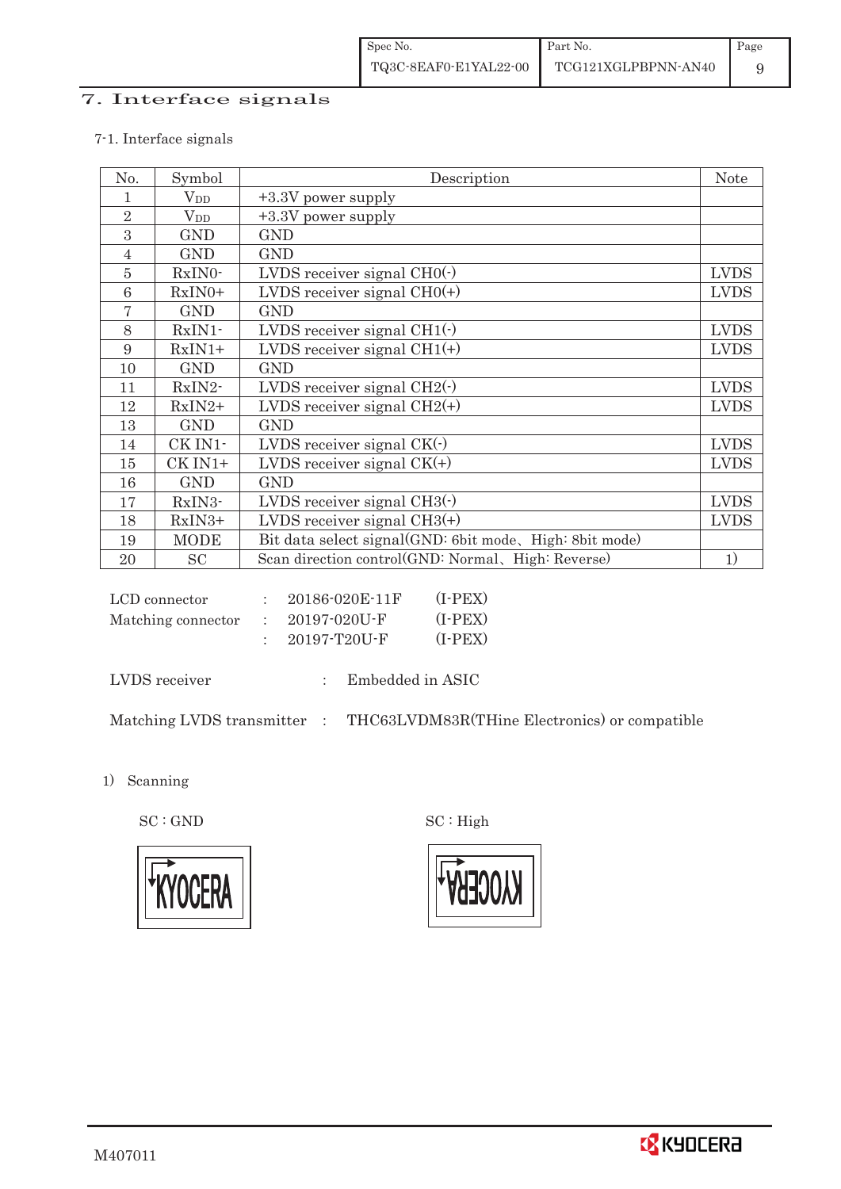# 7. Interface signals

7-1. Interface signals

| No. | Symbol | Description | Note |
|---|---|---|---|
| 1 | $V_{DD}$ | +3.3V power supply | |
| 2 | $V_{DD}$ | +3.3V power supply | |
| 3 | GND | GND | |
| 4 | GND | GND | |
| 5 | RxIN0- | LVDS receiver signal CH0(-) | LVDS |
| 6 | RxIN0+ | LVDS receiver signal CH0(+) | LVDS |
| 7 | GND | GND | |
| 8 | RxIN1- | LVDS receiver signal CH1(-) | LVDS |
| 9 | RxIN1+ | LVDS receiver signal CH1(+) | LVDS |
| 10 | GND | GND | |
| 11 | RxIN2- | LVDS receiver signal CH2(-) | LVDS |
| 12 | RxIN2+ | LVDS receiver signal CH2(+) | LVDS |
| 13 | GND | GND | |
| 14 | CK IN1- | LVDS receiver signal CK(-) | LVDS |
| 15 | CK IN1+ | LVDS receiver signal CK(+) | LVDS |
| 16 | GND | GND | |
| 17 | RxIN3- | LVDS receiver signal CH3(-) | LVDS |
| 18 | RxIN3+ | LVDS receiver signal CH3(+) | LVDS |
| 19 | MODE | Bit data select signal(GND: 6bit mode、High: 8bit mode) | |
| 20 | SC | Scan direction control(GND: Normal、High: Reverse) | 1) |

LCD connector : 20186-020E-11F (I-PEX)
Matching connector : 20197-020U-F (I-PEX)
: 20197-T20U-F (I-PEX)

LVDS receiver : Embedded in ASIC

Matching LVDS transmitter : THC63LVDM83R(THine Electronics) or compatible

1) Scanning

SC : GND

SC : High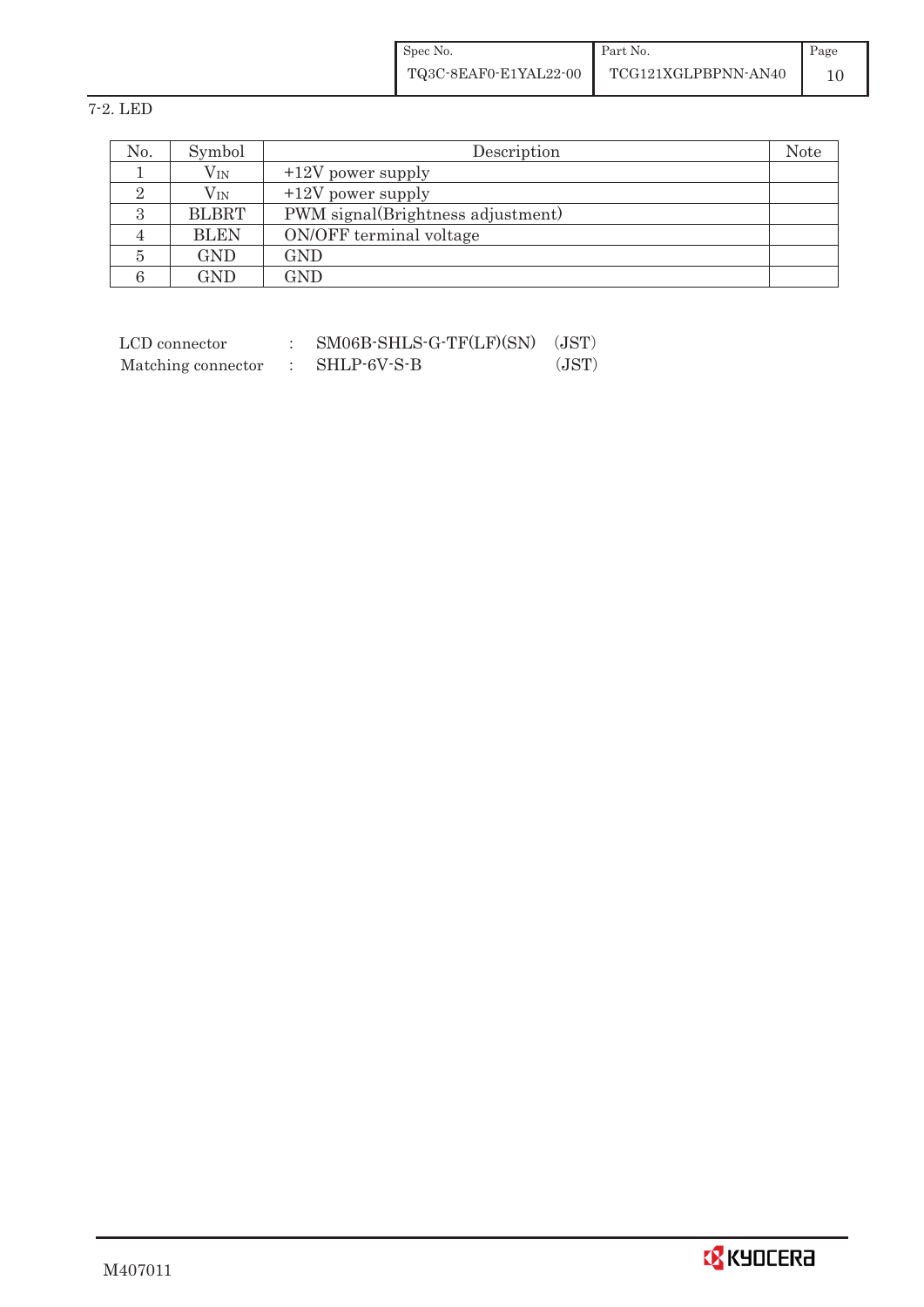## 7-2. LED

| No. | Symbol | Description | Note |
|---|---|---|---|
| 1 | $V_{IN}$ | +12V power supply | |
| 2 | $V_{IN}$ | +12V power supply | |
| 3 | BLBRT | PWM signal(Brightness adjustment) | |
| 4 | BLEN | ON/OFF terminal voltage | |
| 5 | GND | GND | |
| 6 | GND | GND | |

LCD connector : SM06B-SHLS-G-TF(LF)(SN) (JST)
Matching connector : SHLP-6V-S-B (JST)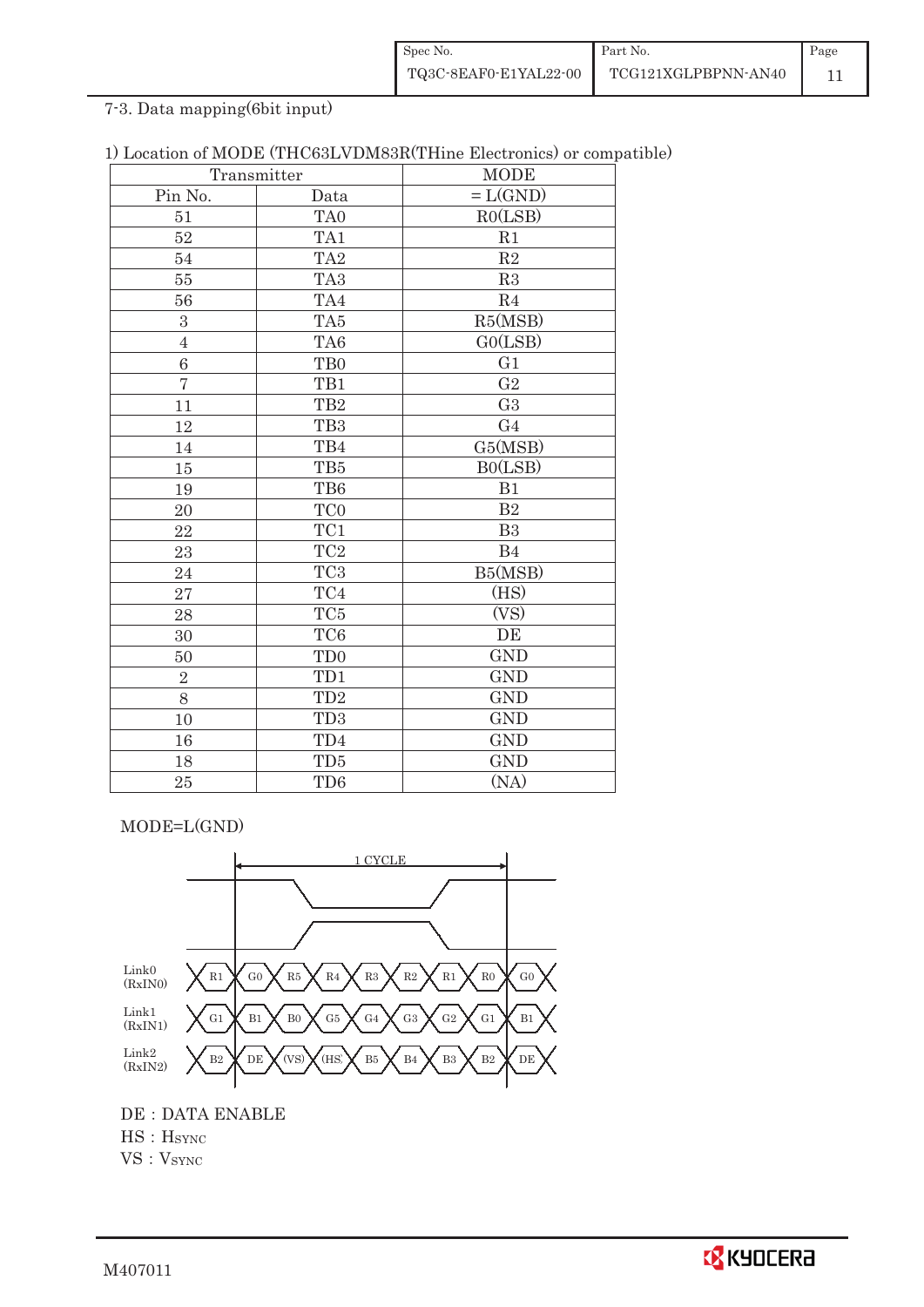7-3. Data mapping(6bit input)

1) Location of MODE (THC63LVDM83R(THine Electronics) or compatible)

| Transmitter | | MODE |
|---|---|---|
| Pin No. | Data | = L(GND) |
| 51 | TA0 | R0(LSB) |
| 52 | TA1 | R1 |
| 54 | TA2 | R2 |
| 55 | TA3 | R3 |
| 56 | TA4 | R4 |
| 3 | TA5 | R5(MSB) |
| 4 | TA6 | G0(LSB) |
| 6 | TB0 | G1 |
| 7 | TB1 | G2 |
| 11 | TB2 | G3 |
| 12 | TB3 | G4 |
| 14 | TB4 | G5(MSB) |
| 15 | TB5 | B0(LSB) |
| 19 | TB6 | B1 |
| 20 | TC0 | B2 |
| 22 | TC1 | B3 |
| 23 | TC2 | B4 |
| 24 | TC3 | B5(MSB) |
| 27 | TC4 | (HS) |
| 28 | TC5 | (VS) |
| 30 | TC6 | DE |
| 50 | TD0 | GND |
| 2 | TD1 | GND |
| 8 | TD2 | GND |
| 10 | TD3 | GND |
| 16 | TD4 | GND |
| 18 | TD5 | GND |
| 25 | TD6 | (NA) |

MODE=L(GND)

1 CYCLE

Link0 (RxIN0): R1, G0, R5, R4, R3, R2, R1, R0, G0

Link1 (RxIN1): G1, B1, B0, G5, G4, G3, G2, G1, B1

Link2 (RxIN2): B2, DE, (VS), (HS), B5, B4, B3, B2, DE

DE : DATA ENABLE

HS : $H_{SYNC}$

VS : $V_{SYNC}$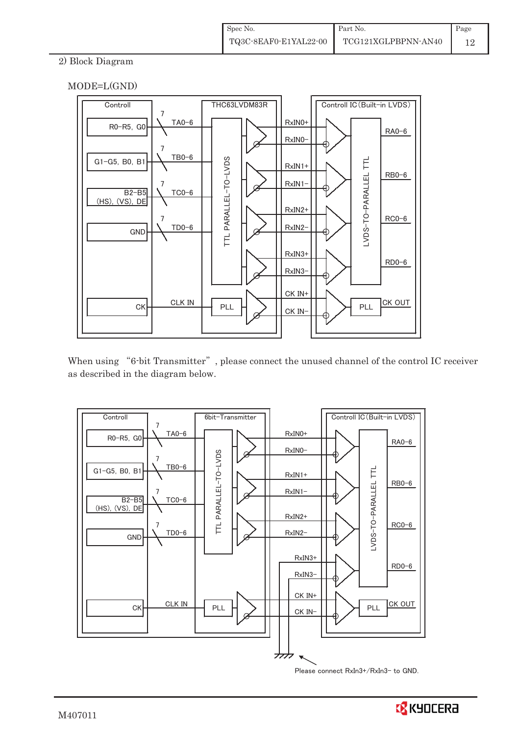2) Block Diagram

MODE=L(GND)

Controll | THC63LVDM83R | Controll IC (Built-in LVDS)

R0–R5, G0 — 7 — TA0–6 — RxIN0+ / RxIN0− — RA0–6

G1–G5, B0, B1 — 7 — TB0–6 — RxIN1+ / RxIN1− — RB0–6

B2–B5 (HS), (VS), DE — 7 — TC0–6 — RxIN2+ / RxIN2− — RC0–6

GND — 7 — TD0–6 — RxIN3+ / RxIN3− — RD0–6

CK — CLK IN — PLL — CK IN+ / CK IN− — PLL — CK OUT

TTL PARALLEL–TO–LVDS | LVDS–TO–PARALLEL TTL

When using "6-bit Transmitter", please connect the unused channel of the control IC receiver as described in the diagram below.

Controll | 6bit–Transmitter | Controll IC (Built-in LVDS)

R0–R5, G0 — 7 — TA0–6 — RxIN0+ / RxIN0− — RA0–6

G1–G5, B0, B1 — 7 — TB0–6 — RxIN1+ / RxIN1− — RB0–6

B2–B5 (HS), (VS), DE — 7 — TC0–6 — RxIN2+ / RxIN2− — RC0–6

GND — 7 — TD0–6 — RxIN3+ / RxIN3− — RD0–6

CK — CLK IN — PLL — CK IN+ / CK IN− — PLL — CK OUT

TTL PARALLEL–TO–LVDS | LVDS–TO–PARALLEL TTL

Please connect RxIn3+/RxIn3− to GND.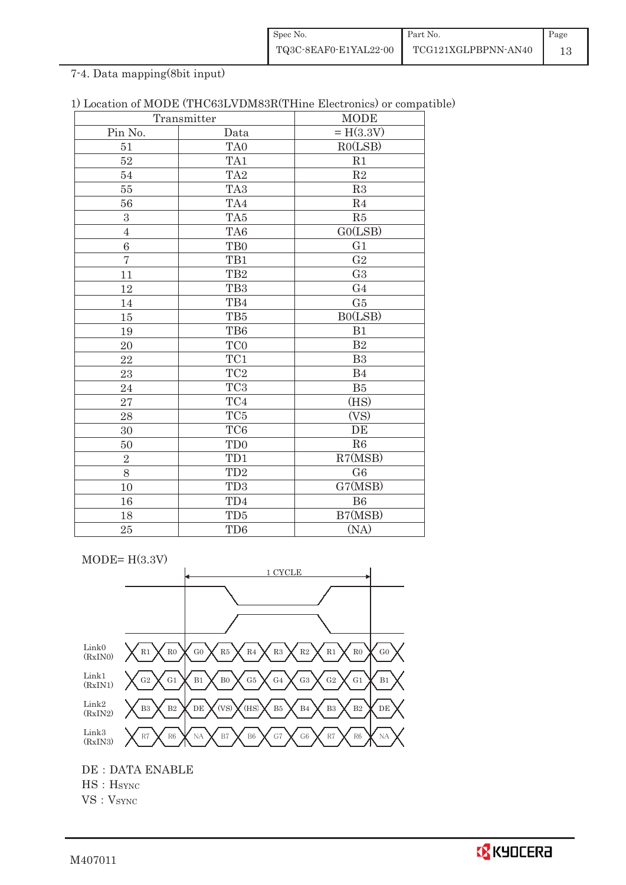7-4. Data mapping(8bit input)

1) Location of MODE (THC63LVDM83R(THine Electronics) or compatible)

| Transmitter | | MODE |
|---|---|---|
| Pin No. | Data | = H(3.3V) |
| 51 | TA0 | R0(LSB) |
| 52 | TA1 | R1 |
| 54 | TA2 | R2 |
| 55 | TA3 | R3 |
| 56 | TA4 | R4 |
| 3 | TA5 | R5 |
| 4 | TA6 | G0(LSB) |
| 6 | TB0 | G1 |
| 7 | TB1 | G2 |
| 11 | TB2 | G3 |
| 12 | TB3 | G4 |
| 14 | TB4 | G5 |
| 15 | TB5 | B0(LSB) |
| 19 | TB6 | B1 |
| 20 | TC0 | B2 |
| 22 | TC1 | B3 |
| 23 | TC2 | B4 |
| 24 | TC3 | B5 |
| 27 | TC4 | (HS) |
| 28 | TC5 | (VS) |
| 30 | TC6 | DE |
| 50 | TD0 | R6 |
| 2 | TD1 | R7(MSB) |
| 8 | TD2 | G6 |
| 10 | TD3 | G7(MSB) |
| 16 | TD4 | B6 |
| 18 | TD5 | B7(MSB) |
| 25 | TD6 | (NA) |

MODE= H(3.3V)

1 CYCLE

| | | | | | | | | | | |
|---|---|---|---|---|---|---|---|---|---|---|
| Link0 (RxIN0) | R1 | R0 | G0 | R5 | R4 | R3 | R2 | R1 | R0 | G0 |
| Link1 (RxIN1) | G2 | G1 | B1 | B0 | G5 | G4 | G3 | G2 | G1 | B1 |
| Link2 (RxIN2) | B3 | B2 | DE | (VS) | (HS) | B5 | B4 | B3 | B2 | DE |
| Link3 (RxIN3) | R7 | R6 | NA | B7 | B6 | G7 | G6 | R7 | R6 | NA |

DE : DATA ENABLE
HS : $H_{SYNC}$
VS : $V_{SYNC}$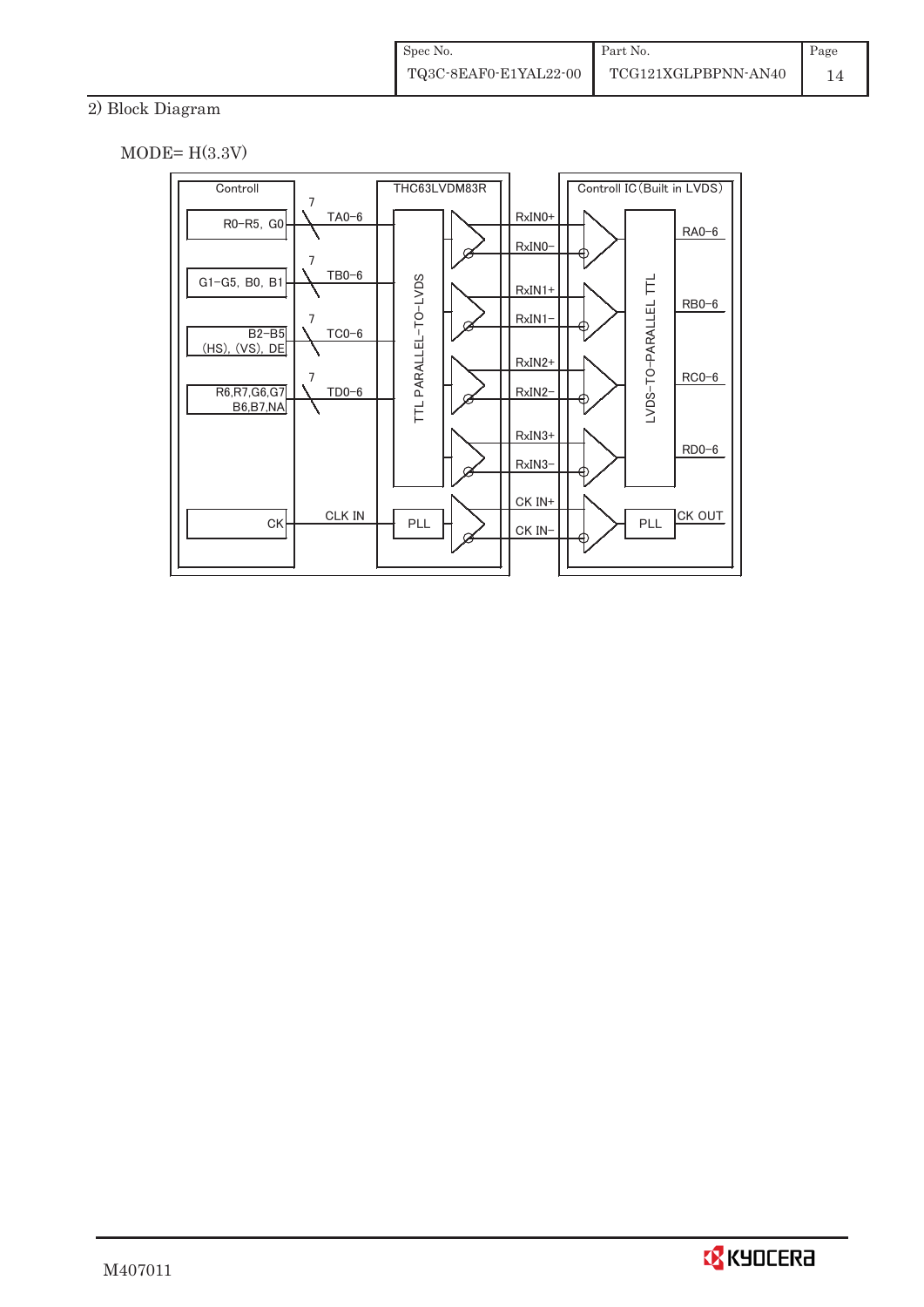2) Block Diagram

MODE= H(3.3V)

Controll

R0−R5, G0

G1−G5, B0, B1

B2−B5 (HS), (VS), DE

R6,R7,G6,G7 B6,B7,NA

CK

7 TA0−6

7 TB0−6

7 TC0−6

7 TD0−6

CLK IN

THC63LVDM83R

TTL PARALLEL−TO−LVDS

PLL

RxIN0+

RxIN0−

RxIN1+

RxIN1−

RxIN2+

RxIN2−

RxIN3+

RxIN3−

CK IN+

CK IN−

Controll IC (Built in LVDS)

LVDS−TO−PARALLEL TTL

PLL

RA0−6

RB0−6

RC0−6

RD0−6

CK OUT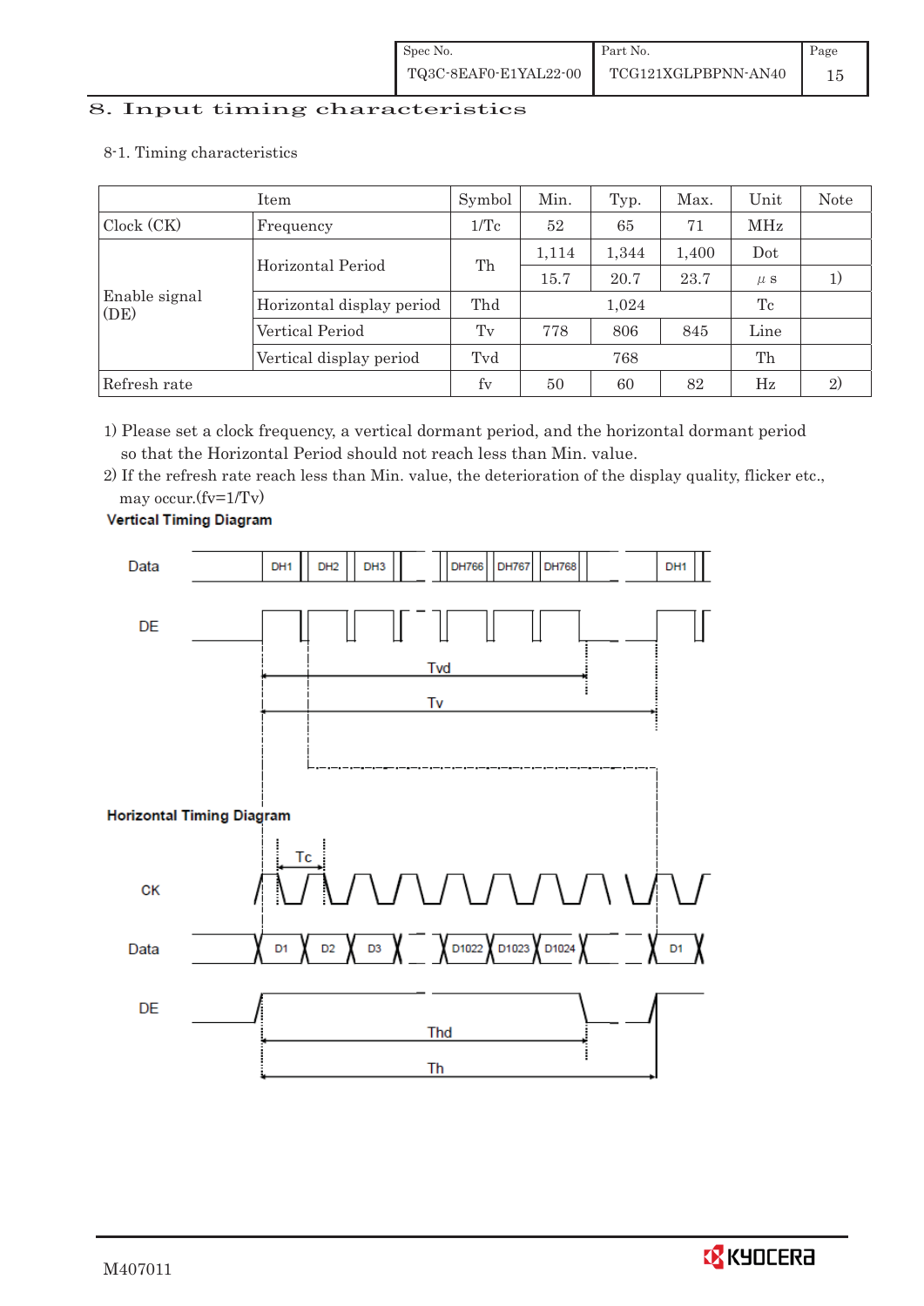## 8. Input timing characteristics

### 8-1. Timing characteristics

| Item | | Symbol | Min. | Typ. | Max. | Unit | Note |
|---|---|---|---|---|---|---|---|
| Clock (CK) | Frequency | 1/Tc | 52 | 65 | 71 | MHz | |
| Enable signal (DE) | Horizontal Period | Th | 1,114 | 1,344 | 1,400 | Dot | |
| | | | 15.7 | 20.7 | 23.7 | μs | 1) |
| | Horizontal display period | Thd | | 1,024 | | Tc | |
| | Vertical Period | Tv | 778 | 806 | 845 | Line | |
| | Vertical display period | Tvd | | 768 | | Th | |
| Refresh rate | | fv | 50 | 60 | 82 | Hz | 2) |

1) Please set a clock frequency, a vertical dormant period, and the horizontal dormant period so that the Horizontal Period should not reach less than Min. value.

2) If the refresh rate reach less than Min. value, the deterioration of the display quality, flicker etc., may occur.(fv=1/Tv)

**Vertical Timing Diagram**

Data: DH1, DH2, DH3, DH766, DH767, DH768, DH1

DE

Tvd

Tv

**Horizontal Timing Diagram**

Tc

CK

Data: D1, D2, D3, D1022, D1023, D1024, D1

DE

Thd

Th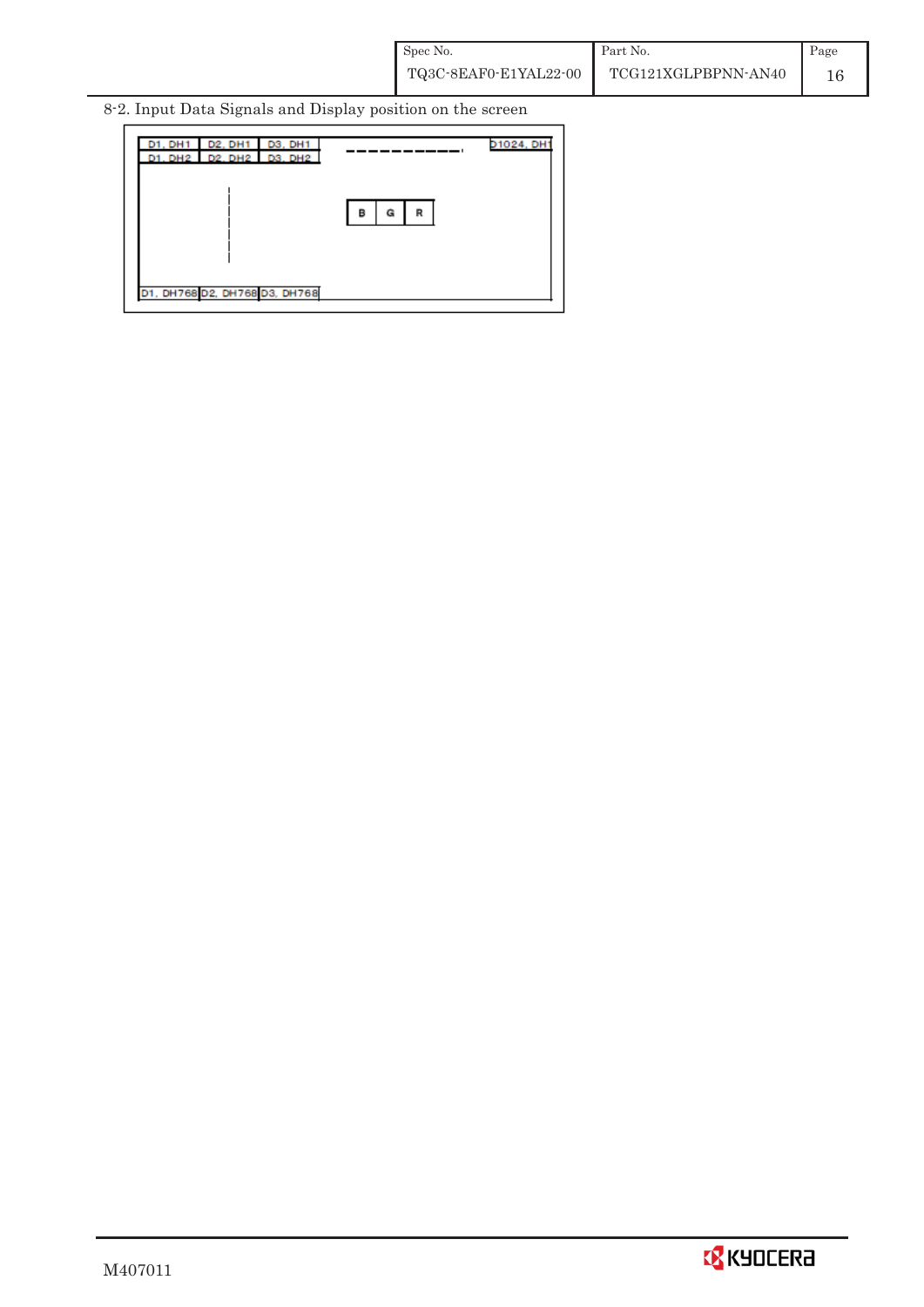8-2. Input Data Signals and Display position on the screen

| D1, DH1 | D2, DH1 | D3, DH1 | ---------- | D1024, DH1 |
|---|---|---|---|---|
| D1, DH2 | D2, DH2 | D3, DH2 | | |
| | | | B G R | |
| D1, DH768 | D2, DH768 | D3, DH768 | | |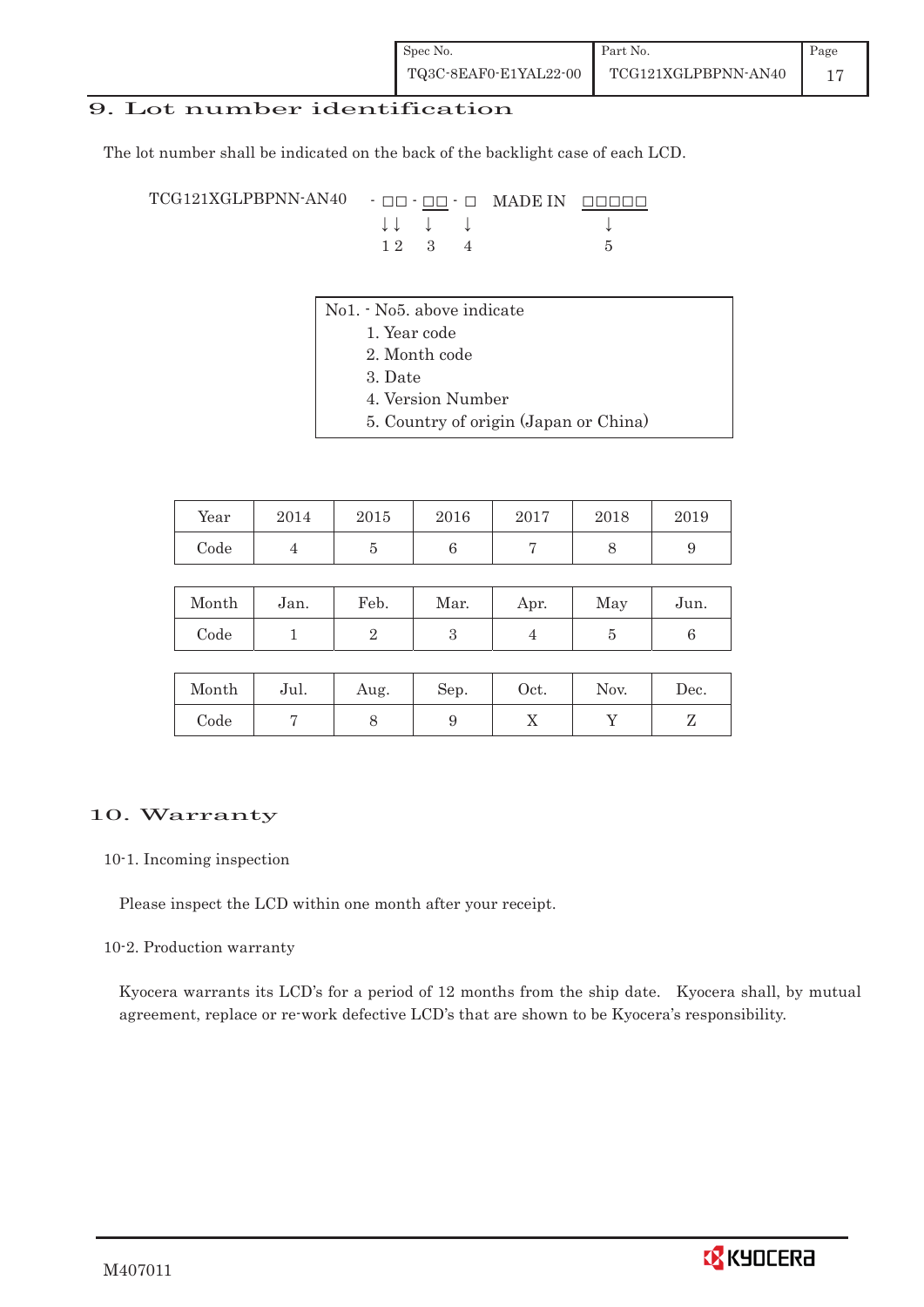## 9. Lot number identification

The lot number shall be indicated on the back of the backlight case of each LCD.

```
TCG121XGLPBPNN-AN40   - □□ - □□ - □   MADE IN  □□□□□
                        ↓↓    ↓    ↓               ↓
                        1 2   3    4               5
```

No1. - No5. above indicate

1. Year code
2. Month code
3. Date
4. Version Number
5. Country of origin (Japan or China)

| Year | 2014 | 2015 | 2016 | 2017 | 2018 | 2019 |
|---|---|---|---|---|---|---|
| Code | 4 | 5 | 6 | 7 | 8 | 9 |

| Month | Jan. | Feb. | Mar. | Apr. | May | Jun. |
|---|---|---|---|---|---|---|
| Code | 1 | 2 | 3 | 4 | 5 | 6 |

| Month | Jul. | Aug. | Sep. | Oct. | Nov. | Dec. |
|---|---|---|---|---|---|---|
| Code | 7 | 8 | 9 | X | Y | Z |

## 10. Warranty

10-1. Incoming inspection

Please inspect the LCD within one month after your receipt.

10-2. Production warranty

Kyocera warrants its LCD's for a period of 12 months from the ship date. Kyocera shall, by mutual agreement, replace or re-work defective LCD's that are shown to be Kyocera's responsibility.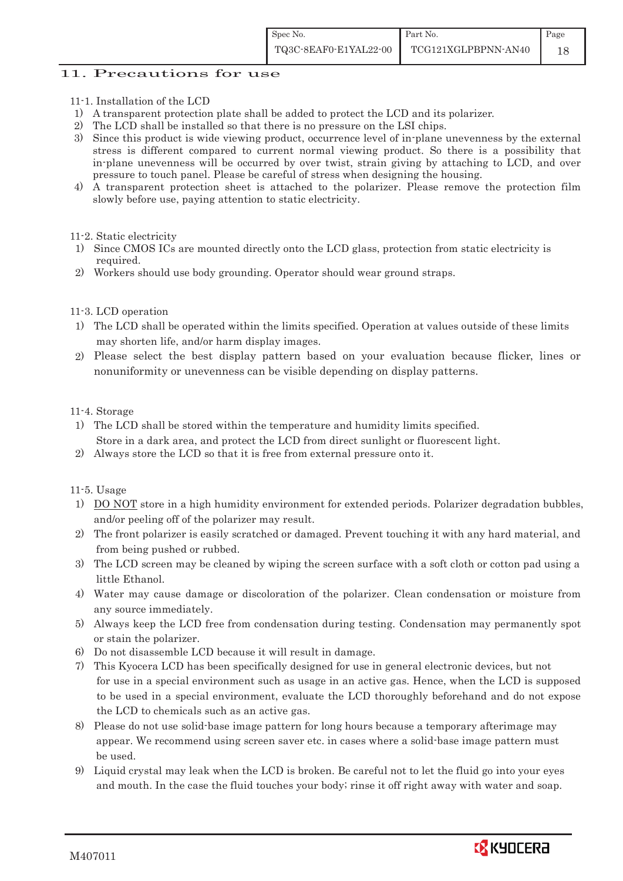## 11. Precautions for use

11-1. Installation of the LCD

1) A transparent protection plate shall be added to protect the LCD and its polarizer.
2) The LCD shall be installed so that there is no pressure on the LSI chips.
3) Since this product is wide viewing product, occurrence level of in-plane unevenness by the external stress is different compared to current normal viewing product. So there is a possibility that in-plane unevenness will be occurred by over twist, strain giving by attaching to LCD, and over pressure to touch panel. Please be careful of stress when designing the housing.
4) A transparent protection sheet is attached to the polarizer. Please remove the protection film slowly before use, paying attention to static electricity.

11-2. Static electricity

1) Since CMOS ICs are mounted directly onto the LCD glass, protection from static electricity is required.
2) Workers should use body grounding. Operator should wear ground straps.

11-3. LCD operation

1) The LCD shall be operated within the limits specified. Operation at values outside of these limits may shorten life, and/or harm display images.
2) Please select the best display pattern based on your evaluation because flicker, lines or nonuniformity or unevenness can be visible depending on display patterns.

11-4. Storage

1) The LCD shall be stored within the temperature and humidity limits specified.
   Store in a dark area, and protect the LCD from direct sunlight or fluorescent light.
2) Always store the LCD so that it is free from external pressure onto it.

11-5. Usage

1) DO NOT store in a high humidity environment for extended periods. Polarizer degradation bubbles, and/or peeling off of the polarizer may result.
2) The front polarizer is easily scratched or damaged. Prevent touching it with any hard material, and from being pushed or rubbed.
3) The LCD screen may be cleaned by wiping the screen surface with a soft cloth or cotton pad using a little Ethanol.
4) Water may cause damage or discoloration of the polarizer. Clean condensation or moisture from any source immediately.
5) Always keep the LCD free from condensation during testing. Condensation may permanently spot or stain the polarizer.
6) Do not disassemble LCD because it will result in damage.
7) This Kyocera LCD has been specifically designed for use in general electronic devices, but not for use in a special environment such as usage in an active gas. Hence, when the LCD is supposed to be used in a special environment, evaluate the LCD thoroughly beforehand and do not expose the LCD to chemicals such as an active gas.
8) Please do not use solid-base image pattern for long hours because a temporary afterimage may appear. We recommend using screen saver etc. in cases where a solid-base image pattern must be used.
9) Liquid crystal may leak when the LCD is broken. Be careful not to let the fluid go into your eyes and mouth. In the case the fluid touches your body; rinse it off right away with water and soap.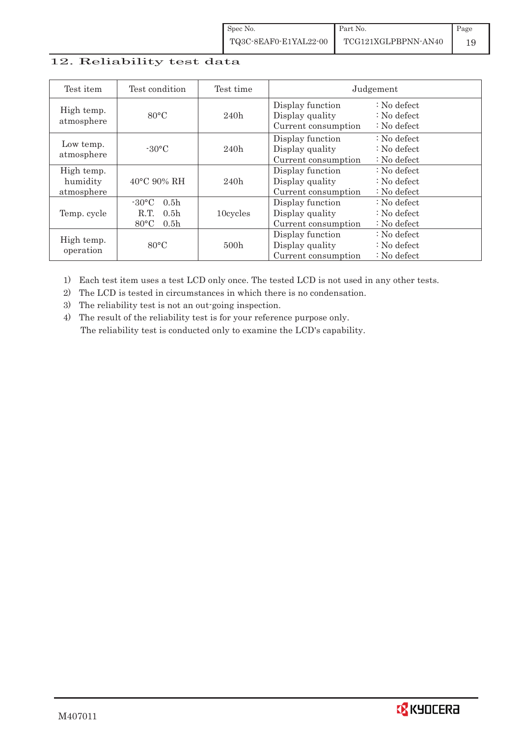## 12. Reliability test data

| Test item | Test condition | Test time | Judgement |
|---|---|---|---|
| High temp. atmosphere | 80°C | 240h | Display function : No defect<br>Display quality : No defect<br>Current consumption : No defect |
| Low temp. atmosphere | -30°C | 240h | Display function : No defect<br>Display quality : No defect<br>Current consumption : No defect |
| High temp. humidity atmosphere | 40°C 90% RH | 240h | Display function : No defect<br>Display quality : No defect<br>Current consumption : No defect |
| Temp. cycle | -30°C 0.5h<br>R.T. 0.5h<br>80°C 0.5h | 10cycles | Display function : No defect<br>Display quality : No defect<br>Current consumption : No defect |
| High temp. operation | 80°C | 500h | Display function : No defect<br>Display quality : No defect<br>Current consumption : No defect |

1) Each test item uses a test LCD only once. The tested LCD is not used in any other tests.
2) The LCD is tested in circumstances in which there is no condensation.
3) The reliability test is not an out-going inspection.
4) The result of the reliability test is for your reference purpose only.
   The reliability test is conducted only to examine the LCD's capability.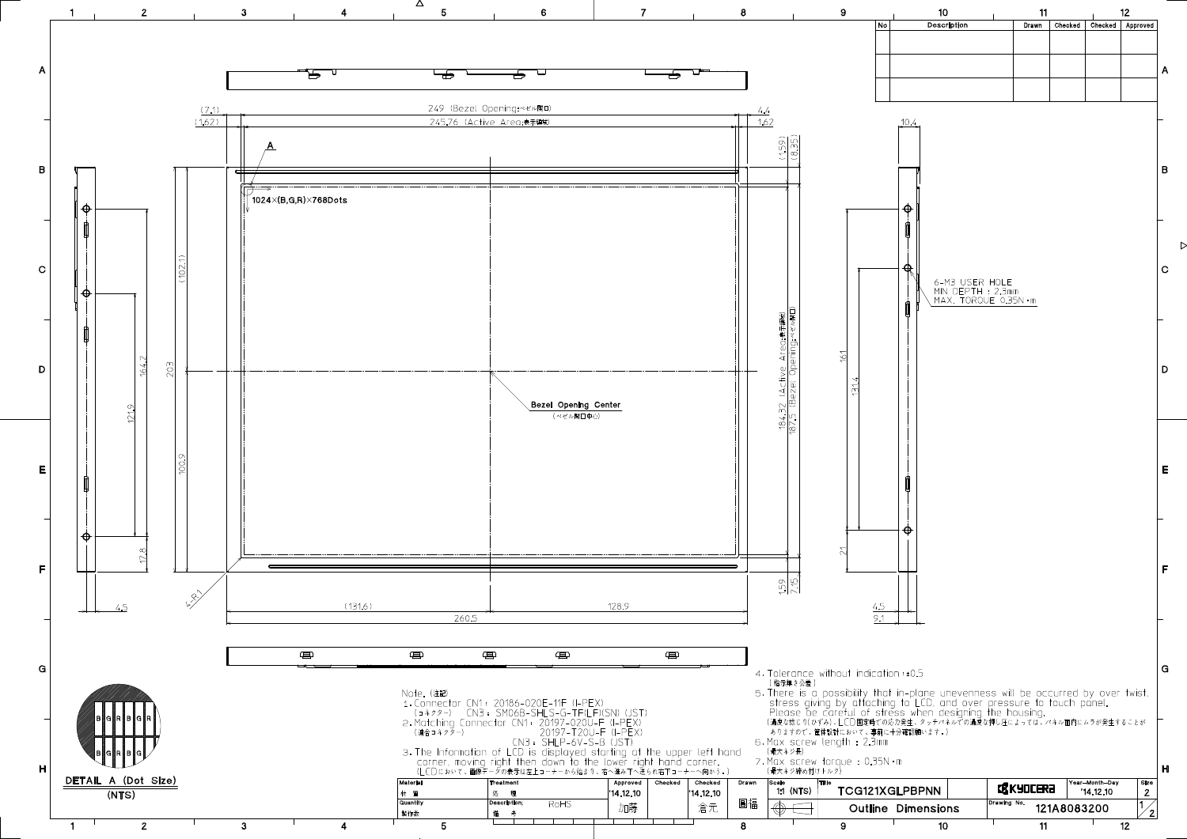| No | Description | Drawn | Checked | Checked | Approved |
|---|---|---|---|---|---|
| | | | | | |
| | | | | | |

249 (Bezel Opening:ベゼル開口)

245.76 (Active Area:表示領域)

1024×(B,G,R)×768Dots

Bezel Opening Center
(ベゼル開口中心)

184.32 (Active Area:表示領域)
187.5 (Bezel Opening:ベゼル開口)

6-M3 USER HOLE
MIN DEPTH : 2.5mm
MAX. TORQUE 0.35N・m

DETAIL A (Dot Size)
(NTS)

Note. (注記)

1. Connector CN1 : 20186-020E-11F (I-PEX)
   (コネクター)　CN3 : SM06B-SHLS-G-TF(LF)(SN) (JST)
2. Matching Connector CN1 : 20197-020U-F (I-PEX)
   (適合コネクター)　　20197-T20U-F (I-PEX)
   CN3 : SHLP-6V-S-B (JST)
3. The information of LCD is displayed starting at the upper left hand corner, moving right then down to the lower right hand corner.
   (LCDにおいて、画像データの表示は左上コーナーから始まり、右へ進み下へ送られ右下コーナーへ向かう。)
4. Tolerance without indication : ±0.5
   (指示無き公差)
5. There is a possibility that in-plane unevenness will be occurred by over twist, stress giving by attaching to LCD, and over pressure to touch panel.
   Please be careful of stress when designing the housing.
   (過度な捻じり(ひずみ)、LCD固定時での応力発生、タッチパネルでの過度な押し圧によっては、パネル面内にムラが発生することがありますので、筐体設計において、事前に十分確認願います。)
6. Max screw length : 2.3mm
   (最大ネジ長)
7. Max screw torque : 0.35N・m
   (最大ネジ締め付けトルク)

| Material 材質 | Treatment 処理 | Approved | Checked | Checked | Drawn | Scale | Title | | Year-Month-Day | Size |
|---|---|---|---|---|---|---|---|---|---|---|
| | | '14.12.10 | | '14.12.10 | | 1:1 (NTS) | TCG121XGLPBPNN | KYOCERA | '14.12.10 | 2 |
| Quantity 製作数 | Description; 備考 RoHS | 加蒔 | | 倉元 | 圓堀 | | Outline Dimensions | Drawing No. 121A8083200 | | 1/2 |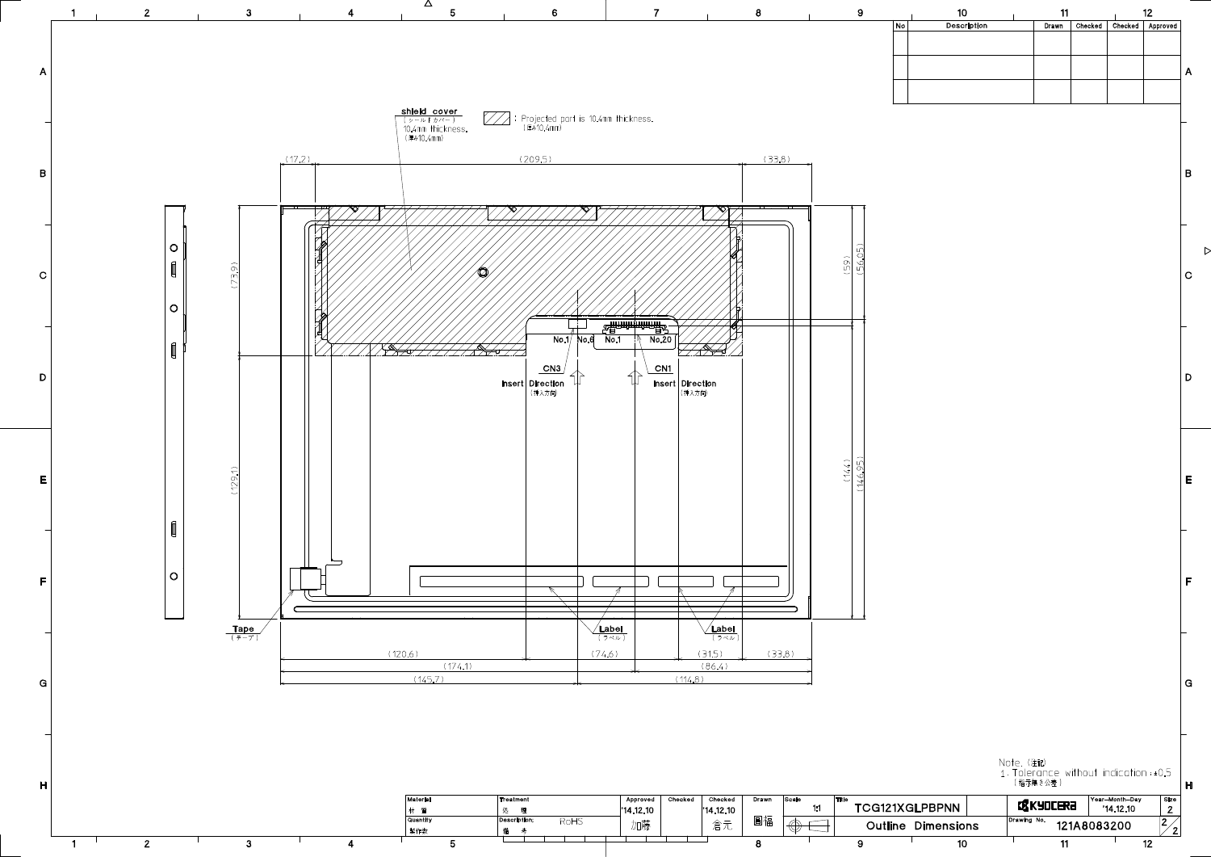| No | Description | Drawn | Checked | Checked | Approved |
| --- | --- | --- | --- | --- | --- |
| | | | | | |
| | | | | | |
| | | | | | |

shield cover
（シールドカバー）
10.4mm thickness.
（厚み10.4mm）

: Projected part is 10.4mm thickness.
（厚み10.4mm）

(17.2) (209.5) (33.8)

(73.9) (129.1)

(59) (56.65) (144) (146.95)

No.1 No.6 No.1 No.20

CN3 CN1

Insert Direction
（挿入方向）

Insert Direction
（挿入方向）

Tape
（テープ）

Label
（ラベル）

Label
（ラベル）

(120.6) (74.6) (31.5) (33.8)

(174.1) (86.4)

(145.7) (114.6)

Note.（注記）
1. Tolerance without indication : ±0.5
（指示無き公差）

| Material 材質 | Treatment 処理 | Approved | Checked | Checked | Drawn | Scale | Title | | Year-Month-Day | Size |
| --- | --- | --- | --- | --- | --- | --- | --- | --- | --- | --- |
| | | '14.12.10 | | '14.12.10 | | 1:1 | TCG121XGLPBPNN | KYOCERA | '14.12.10 | 2 |
| Quantity 製作数 | Description; 備考 RoHS | 加蒔 | | 倉元 | 圓福 | | Outline Dimensions | Drawing No. 121A8083200 | | 2/2 |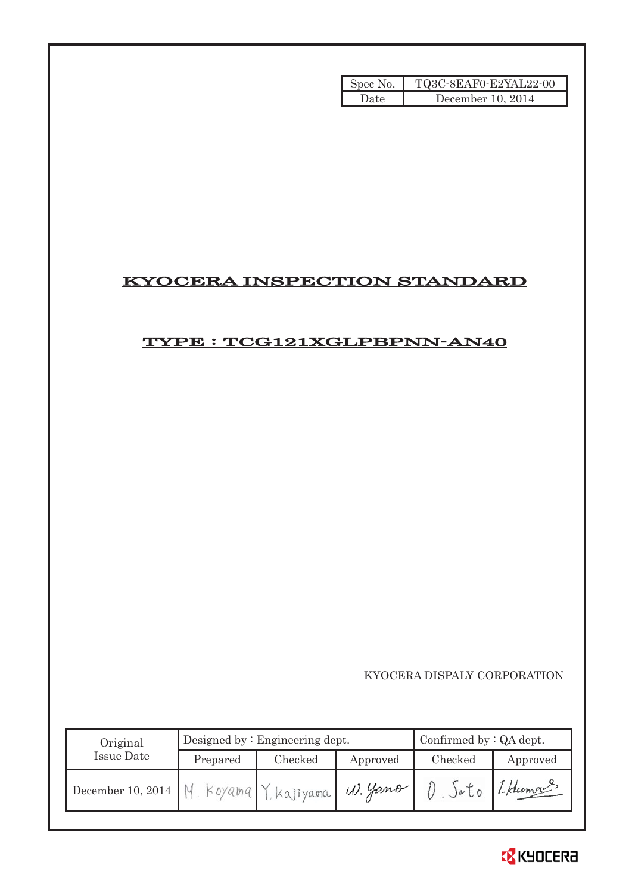| Spec No. | TQ3C-8EAF0-E2YAL22-00 |
|---|---|
| Date | December 10, 2014 |

# KYOCERA INSPECTION STANDARD

## TYPE : TCG121XGLPBPNN-AN40

KYOCERA DISPALY CORPORATION

| Original Issue Date | Designed by : Engineering dept. | | | Confirmed by : QA dept. | |
|---|---|---|---|---|---|
| | Prepared | Checked | Approved | Checked | Approved |
| December 10, 2014 | M. Koyama | Y. Kajiyama | W. Yano | O. Sato | I. Hamano |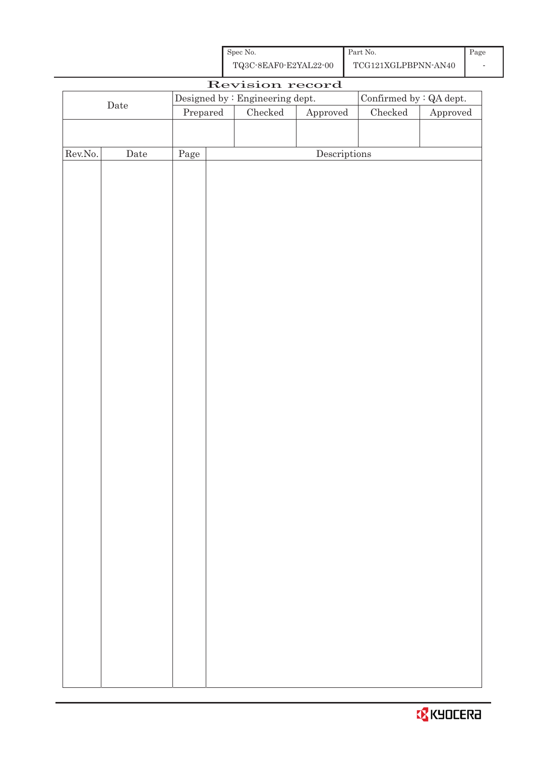| Spec No. | Part No. | Page |
|---|---|---|
| TQ3C-8EAF0-E2YAL22-00 | TCG121XGLPBPNN-AN40 | - |

# Revision record

| Date | Designed by : Engineering dept. | | | Confirmed by : QA dept. | |
|---|---|---|---|---|---|
| | Prepared | Checked | Approved | Checked | Approved |
| | | | | | |

| Rev.No. | Date | Page | Descriptions |
|---|---|---|---|
| | | | |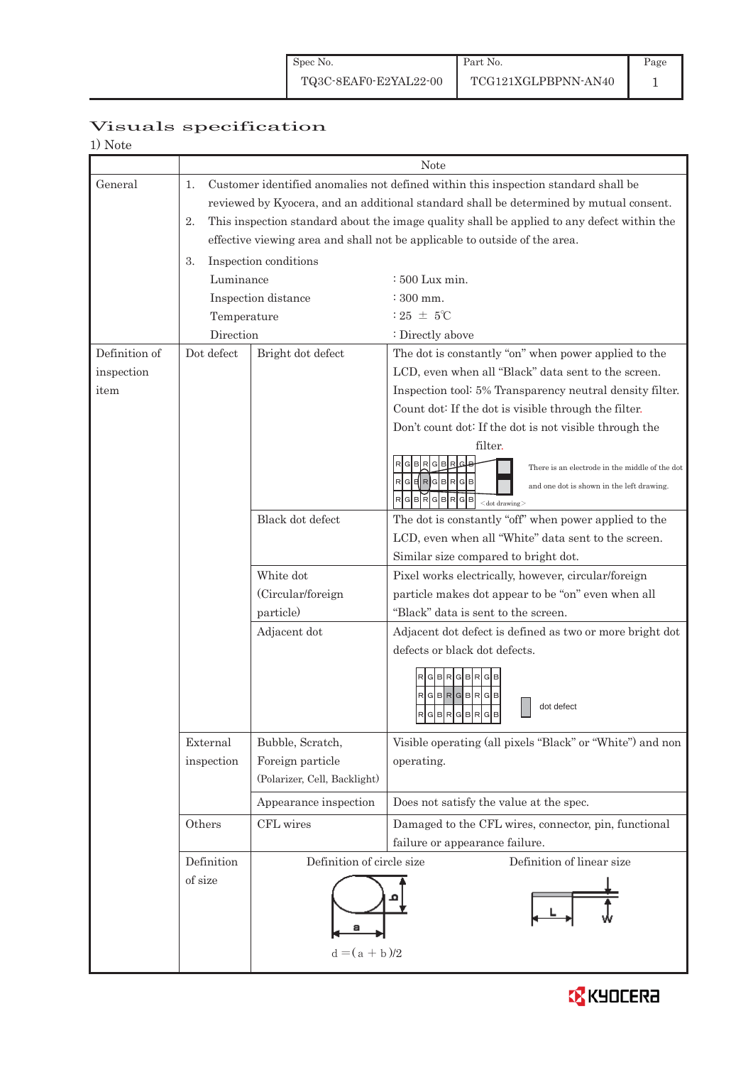# Visuals specification

1) Note

| | | | Note |
|---|---|---|---|
| General | 1. Customer identified anomalies not defined within this inspection standard shall be reviewed by Kyocera, and an additional standard shall be determined by mutual consent.<br>2. This inspection standard about the image quality shall be applied to any defect within the effective viewing area and shall not be applicable to outside of the area.<br>3. Inspection conditions<br>Luminance : 500 Lux min.<br>Inspection distance : 300 mm.<br>Temperature : 25 ± 5℃<br>Direction : Directly above | | |
| Definition of inspection item | Dot defect | Bright dot defect | The dot is constantly "on" when power applied to the LCD, even when all "Black" data sent to the screen.<br>Inspection tool: 5% Transparency neutral density filter.<br>Count dot: If the dot is visible through the filter.<br>Don't count dot: If the dot is not visible through the filter.<br>There is an electrode in the middle of the dot and one dot is shown in the left drawing.<br><dot drawing> |
| | | Black dot defect | The dot is constantly "off" when power applied to the LCD, even when all "White" data sent to the screen.<br>Similar size compared to bright dot. |
| | | White dot (Circular/foreign particle) | Pixel works electrically, however, circular/foreign particle makes dot appear to be "on" even when all "Black" data is sent to the screen. |
| | | Adjacent dot | Adjacent dot defect is defined as two or more bright dot defects or black dot defects.<br>dot defect |
| | External inspection | Bubble, Scratch, Foreign particle (Polarizer, Cell, Backlight) | Visible operating (all pixels "Black" or "White") and non operating. |
| | | Appearance inspection | Does not satisfy the value at the spec. |
| | Others | CFL wires | Damaged to the CFL wires, connector, pin, functional failure or appearance failure. |
| | Definition of size | Definition of circle size<br>$d = (a + b)/2$ | Definition of linear size<br>L, W |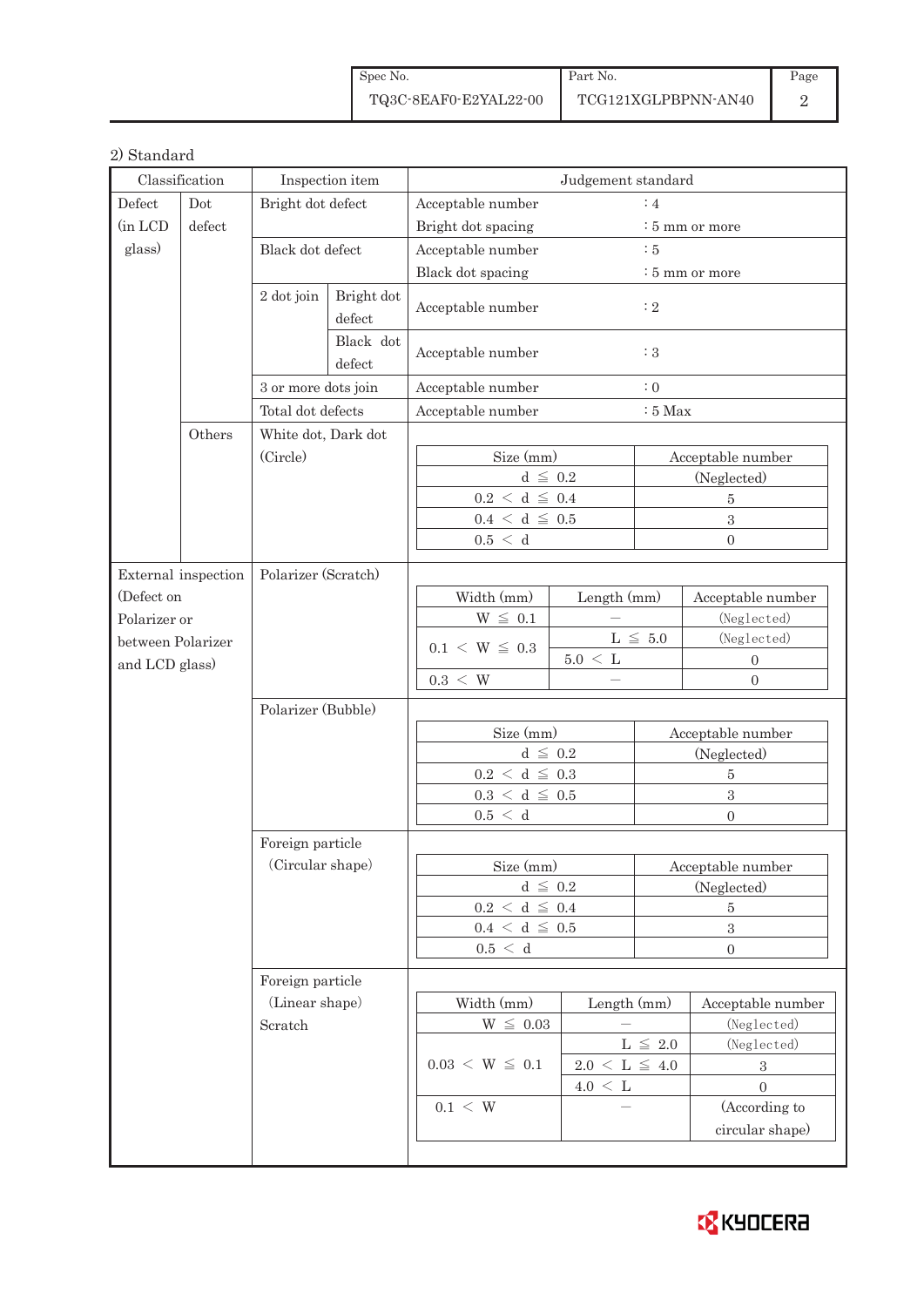2) Standard

| Classification | | Inspection item | | Judgement standard |
|---|---|---|---|---|
| Defect (in LCD glass) | Dot defect | Bright dot defect | | Acceptable number : 4<br>Bright dot spacing : 5 mm or more |
| | | Black dot defect | | Acceptable number : 5<br>Black dot spacing : 5 mm or more |
| | | 2 dot join | Bright dot defect | Acceptable number : 2 |
| | | | Black dot defect | Acceptable number : 3 |
| | | 3 or more dots join | | Acceptable number : 0 |
| | | Total dot defects | | Acceptable number : 5 Max |
| | Others | White dot, Dark dot (Circle) | | See table below |
| External inspection (Defect on Polarizer or between Polarizer and LCD glass) | | Polarizer (Scratch) | | See table below |
| | | Polarizer (Bubble) | | See table below |
| | | Foreign particle (Circular shape) | | See table below |
| | | Foreign particle (Linear shape) Scratch | | See table below |

**White dot, Dark dot (Circle)**

| Size (mm) | Acceptable number |
|---|---|
| d ≦ 0.2 | (Neglected) |
| 0.2 ＜ d ≦ 0.4 | 5 |
| 0.4 ＜ d ≦ 0.5 | 3 |
| 0.5 ＜ d | 0 |

**Polarizer (Scratch)**

| Width (mm) | Length (mm) | Acceptable number |
|---|---|---|
| W ≦ 0.1 | ― | (Neglected) |
| 0.1 ＜ W ≦ 0.3 | L ≦ 5.0 | (Neglected) |
| | 5.0 ＜ L | 0 |
| 0.3 ＜ W | ― | 0 |

**Polarizer (Bubble)**

| Size (mm) | Acceptable number |
|---|---|
| d ≦ 0.2 | (Neglected) |
| 0.2 ＜ d ≦ 0.3 | 5 |
| 0.3 ＜ d ≦ 0.5 | 3 |
| 0.5 ＜ d | 0 |

**Foreign particle (Circular shape)**

| Size (mm) | Acceptable number |
|---|---|
| d ≦ 0.2 | (Neglected) |
| 0.2 ＜ d ≦ 0.4 | 5 |
| 0.4 ＜ d ≦ 0.5 | 3 |
| 0.5 ＜ d | 0 |

**Foreign particle (Linear shape) Scratch**

| Width (mm) | Length (mm) | Acceptable number |
|---|---|---|
| W ≦ 0.03 | ― | (Neglected) |
| 0.03 ＜ W ≦ 0.1 | L ≦ 2.0 | (Neglected) |
| | 2.0 ＜ L ≦ 4.0 | 3 |
| | 4.0 ＜ L | 0 |
| 0.1 ＜ W | ― | (According to circular shape) |